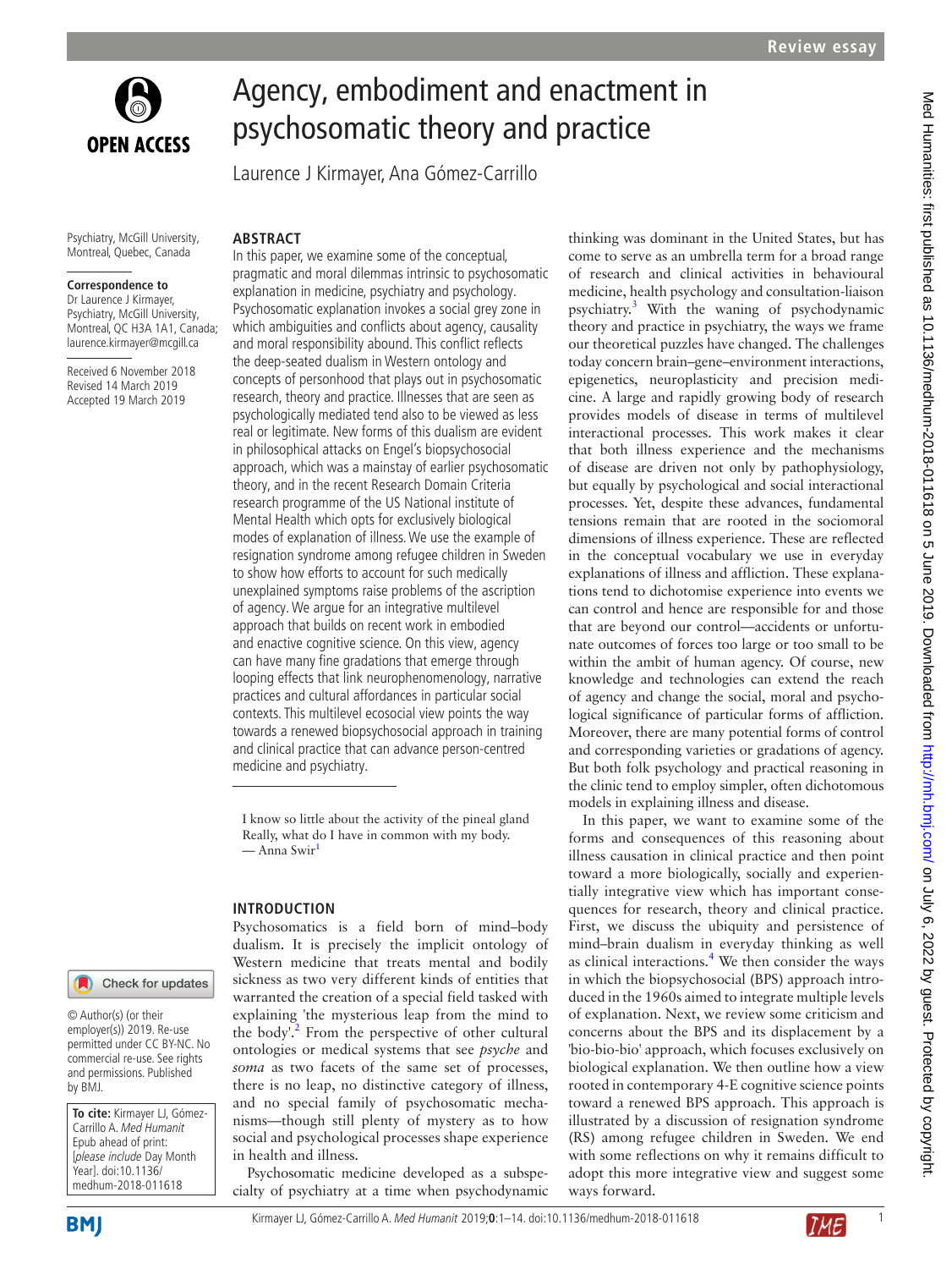Review essay

# Agency, embodiment and enactment in psychosomatic theory and practice

Laurence J Kirmayer, Ana Gómez-Carrillo

Psychiatry, McGill University, Montreal, Quebec, Canada

**Correspondence to**
Dr Laurence J Kirmayer, Psychiatry, McGill University, Montreal, QC H3A 1A1, Canada; laurence.kirmayer@mcgill.ca

Received 6 November 2018
Revised 14 March 2019
Accepted 19 March 2019

© Author(s) (or their employer(s)) 2019. Re-use permitted under CC BY-NC. No commercial re-use. See rights and permissions. Published by BMJ.

**To cite:** Kirmayer LJ, Gómez-Carrillo A. *Med Humanit* Epub ahead of print: [*please include* Day Month Year]. doi:10.1136/medhum-2018-011618

## ABSTRACT

In this paper, we examine some of the conceptual, pragmatic and moral dilemmas intrinsic to psychosomatic explanation in medicine, psychiatry and psychology. Psychosomatic explanation invokes a social grey zone in which ambiguities and conflicts about agency, causality and moral responsibility abound. This conflict reflects the deep-seated dualism in Western ontology and concepts of personhood that plays out in psychosomatic research, theory and practice. Illnesses that are seen as psychologically mediated tend also to be viewed as less real or legitimate. New forms of this dualism are evident in philosophical attacks on Engel's biopsychosocial approach, which was a mainstay of earlier psychosomatic theory, and in the recent Research Domain Criteria research programme of the US National institute of Mental Health which opts for exclusively biological modes of explanation of illness. We use the example of resignation syndrome among refugee children in Sweden to show how efforts to account for such medically unexplained symptoms raise problems of the ascription of agency. We argue for an integrative multilevel approach that builds on recent work in embodied and enactive cognitive science. On this view, agency can have many fine gradations that emerge through looping effects that link neurophenomenology, narrative practices and cultural affordances in particular social contexts. This multilevel ecosocial view points the way towards a renewed biopsychosocial approach in training and clinical practice that can advance person-centred medicine and psychiatry.

I know so little about the activity of the pineal gland
Really, what do I have in common with my body.
— Anna Swir[1]

## INTRODUCTION

Psychosomatics is a field born of mind–body dualism. It is precisely the implicit ontology of Western medicine that treats mental and bodily sickness as two very different kinds of entities that warranted the creation of a special field tasked with explaining 'the mysterious leap from the mind to the body'.[2] From the perspective of other cultural or medical systems that see *psyche* and *soma* as two facets of the same set of processes, there is no leap, no distinctive category of illness, and no special family of psychosomatic mechanisms—though still plenty of mystery as to how social and psychological processes shape experience in health and illness.

Psychosomatic medicine developed as a subspecialty of psychiatry at a time when psychodynamic thinking was dominant in the United States, but has come to serve as an umbrella term for a broad range of research and clinical activities in behavioural medicine, health psychology and consultation-liaison psychiatry.[3] With the waning of psychodynamic theory and practice in psychiatry, the ways we frame our theoretical puzzles have changed. The challenges today concern brain–gene–environment interactions, epigenetics, neuroplasticity and precision medicine. A large and rapidly growing body of research provides models of disease in terms of multilevel interactional processes. This work makes it clear that both illness experience and the mechanisms of disease are driven not only by pathophysiology, but equally by psychological and social interactional processes. Yet, despite these advances, fundamental tensions remain that are rooted in the sociomoral dimensions of illness experience. These are reflected in the conceptual vocabulary we use in everyday explanations of illness and affliction. These explanations tend to dichotomise experience into events we can control and hence are responsible for and those that are beyond our control—accidents or unfortunate outcomes of forces too large or too small to be within the ambit of human agency. Of course, new knowledge and technologies can extend the reach of agency and change the social, moral and psychological significance of particular forms of affliction. Moreover, there are many potential forms of control and corresponding varieties or gradations of agency. But both folk psychology and practical reasoning in the clinic tend to employ simpler, often dichotomous models in explaining illness and disease.

In this paper, we want to examine some of the forms and consequences of this reasoning about illness causation in clinical practice and then point toward a more biologically, socially and experientially integrative view which has important consequences for research, theory and clinical practice. First, we discuss the ubiquity and persistence of mind–brain dualism in everyday thinking as well as clinical interactions.[4] We then consider the ways in which the biopsychosocial (BPS) approach introduced in the 1960s aimed to integrate multiple levels of explanation. Next, we review some criticism and concerns about the BPS and its displacement by a 'bio-bio-bio' approach, which focuses exclusively on biological explanation. We then outline how a view rooted in contemporary 4-E cognitive science points toward a renewed BPS approach. This approach is illustrated by a discussion of resignation syndrome (RS) among refugee children in Sweden. We end with some reflections on why it remains difficult to adopt this more integrative view and suggest some ways forward.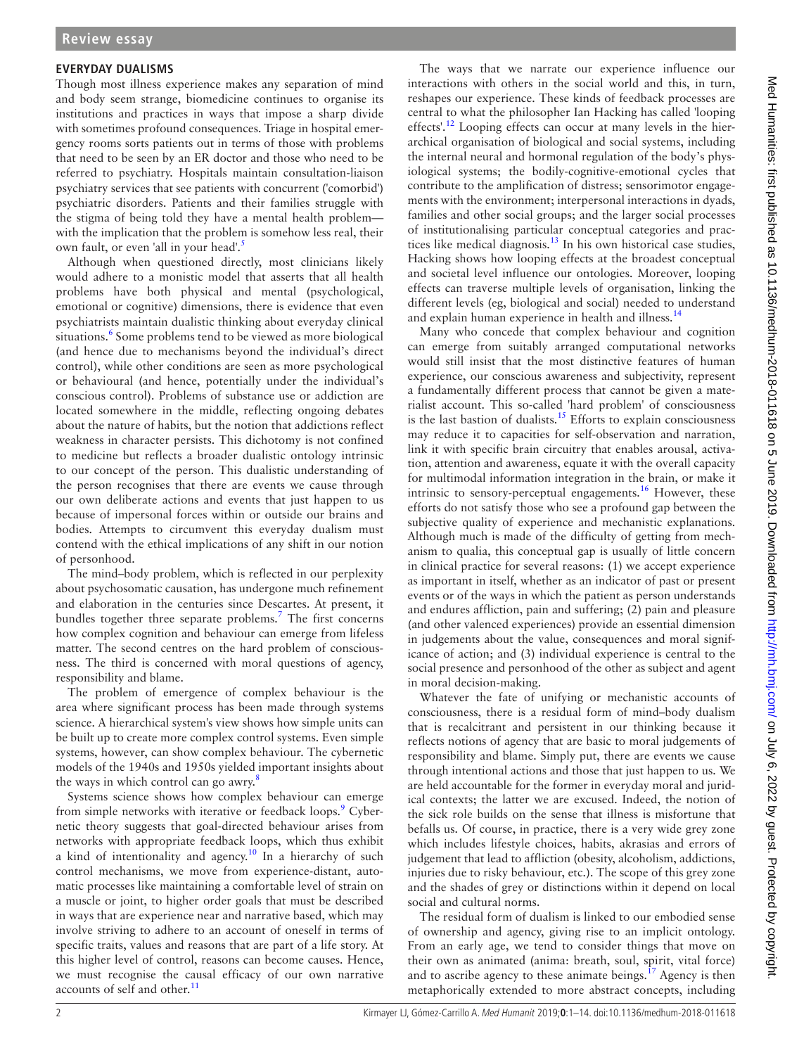## EVERYDAY DUALISMS

Though most illness experience makes any separation of mind and body seem strange, biomedicine continues to organise its institutions and practices in ways that impose a sharp divide with sometimes profound consequences. Triage in hospital emergency rooms sorts patients out in terms of those with problems that need to be seen by an ER doctor and those who need to be referred to psychiatry. Hospitals maintain consultation-liaison psychiatry services that see patients with concurrent ('comorbid') psychiatric disorders. Patients and their families struggle with the stigma of being told they have a mental health problem—with the implication that the problem is somehow less real, their own fault, or even 'all in your head'.[5]

Although when questioned directly, most clinicians likely would adhere to a monistic model that asserts that all health problems have both physical and mental (psychological, emotional or cognitive) dimensions, there is evidence that even psychiatrists maintain dualistic thinking about everyday clinical situations.[6] Some problems tend to be viewed as more biological (and hence due to mechanisms beyond the individual's direct control), while other conditions are seen as more psychological or behavioural (and hence, potentially under the individual's conscious control). Problems of substance use or addiction are located somewhere in the middle, reflecting ongoing debates about the nature of habits, but the notion that addictions reflect weakness in character persists. This dichotomy is not confined to medicine but reflects a broader dualistic ontology intrinsic to our concept of the person. This dualistic understanding of the person recognises that there are events we cause through our own deliberate actions and events that just happen to us because of impersonal forces within or outside our brains and bodies. Attempts to circumvent this everyday dualism must contend with the ethical implications of any shift in our notion of personhood.

The mind–body problem, which is reflected in our perplexity about psychosomatic causation, has undergone much refinement and elaboration in the centuries since Descartes. At present, it bundles together three separate problems.[7] The first concerns how complex cognition and behaviour can emerge from lifeless matter. The second centres on the hard problem of consciousness. The third is concerned with moral questions of agency, responsibility and blame.

The problem of emergence of complex behaviour is the area where significant process has been made through systems science. A hierarchical system's view shows how simple units can be built up to create more complex control systems. Even simple systems, however, can show complex behaviour. The cybernetic models of the 1940s and 1950s yielded important insights about the ways in which control can go awry.[8]

Systems science shows how complex behaviour can emerge from simple networks with iterative or feedback loops.[9] Cybernetic theory suggests that goal-directed behaviour arises from networks with appropriate feedback loops, which thus exhibit a kind of intentionality and agency.[10] In a hierarchy of such control mechanisms, we move from experience-distant, automatic processes like maintaining a comfortable level of strain on a muscle or joint, to higher order goals that must be described in ways that are experience near and narrative based, which may involve striving to adhere to an account of oneself in terms of specific traits, values and reasons that are part of a life story. At this higher level of control, reasons can become causes. Hence, we must recognise the causal efficacy of our own narrative accounts of self and other.[11]

The ways that we narrate our experience influence our interactions with others in the social world and this, in turn, reshapes our experience. These kinds of feedback processes are central to what the philosopher Ian Hacking has called 'looping effects'.[12] Looping effects can occur at many levels in the hierarchical organisation of biological and social systems, including the internal neural and hormonal regulation of the body's physiological systems; the bodily-cognitive-emotional cycles that contribute to the amplification of distress; sensorimotor engagements with the environment; interpersonal interactions in dyads, families and other social groups; and the larger social processes of institutionalising particular conceptual categories and practices like medical diagnosis.[13] In his own historical case studies, Hacking shows how looping effects at the broadest conceptual and societal level influence our ontologies. Moreover, looping effects can traverse multiple levels of organisation, linking the different levels (eg, biological and social) needed to understand and explain human experience in health and illness.[14]

Many who concede that complex behaviour and cognition can emerge from suitably arranged computational networks would still insist that the most distinctive features of human experience, our conscious awareness and subjectivity, represent a fundamentally different process that cannot be given a materialist account. This so-called 'hard problem' of consciousness is the last bastion of dualists.[15] Efforts to explain consciousness may reduce it to capacities for self-observation and narration, link it with specific brain circuitry that enables arousal, activation, attention and awareness, equate it with the overall capacity for multimodal information integration in the brain, or make it intrinsic to sensory-perceptual engagements.[16] However, these efforts do not satisfy those who see a profound gap between the subjective quality of experience and mechanistic explanations. Although much is made of the difficulty of getting from mechanism to qualia, this conceptual gap is usually of little concern in clinical practice for several reasons: (1) we accept experience as important in itself, whether as an indicator of past or present events or of the ways in which the patient as person understands and endures affliction, pain and suffering; (2) pain and pleasure (and other valenced experiences) provide an essential dimension in judgements about the value, consequences and moral significance of action; and (3) individual experience is central to the social presence and personhood of the other as subject and agent in moral decision-making.

Whatever the fate of unifying or mechanistic accounts of consciousness, there is a residual form of mind–body dualism that is recalcitrant and persistent in our thinking because it reflects notions of agency that are basic to moral judgements of responsibility and blame. Simply put, there are events we cause through intentional actions and those that just happen to us. We are held accountable for the former in everyday moral and juridical contexts; the latter we are excused. Indeed, the notion of the sick role builds on the sense that illness is misfortune that befalls us. Of course, in practice, there is a very wide grey zone which includes lifestyle choices, habits, akrasias and errors of judgement that lead to affliction (obesity, alcoholism, addictions, injuries due to risky behaviour, etc.). The scope of this grey zone and the shades of grey or distinctions within it depend on local social and cultural norms.

The residual form of dualism is linked to our embodied sense of ownership and agency, giving rise to an implicit ontology. From an early age, we tend to consider things that move on their own as animated (anima: breath, soul, spirit, vital force) and to ascribe agency to these animate beings.[17] Agency is then metaphorically extended to more abstract concepts, including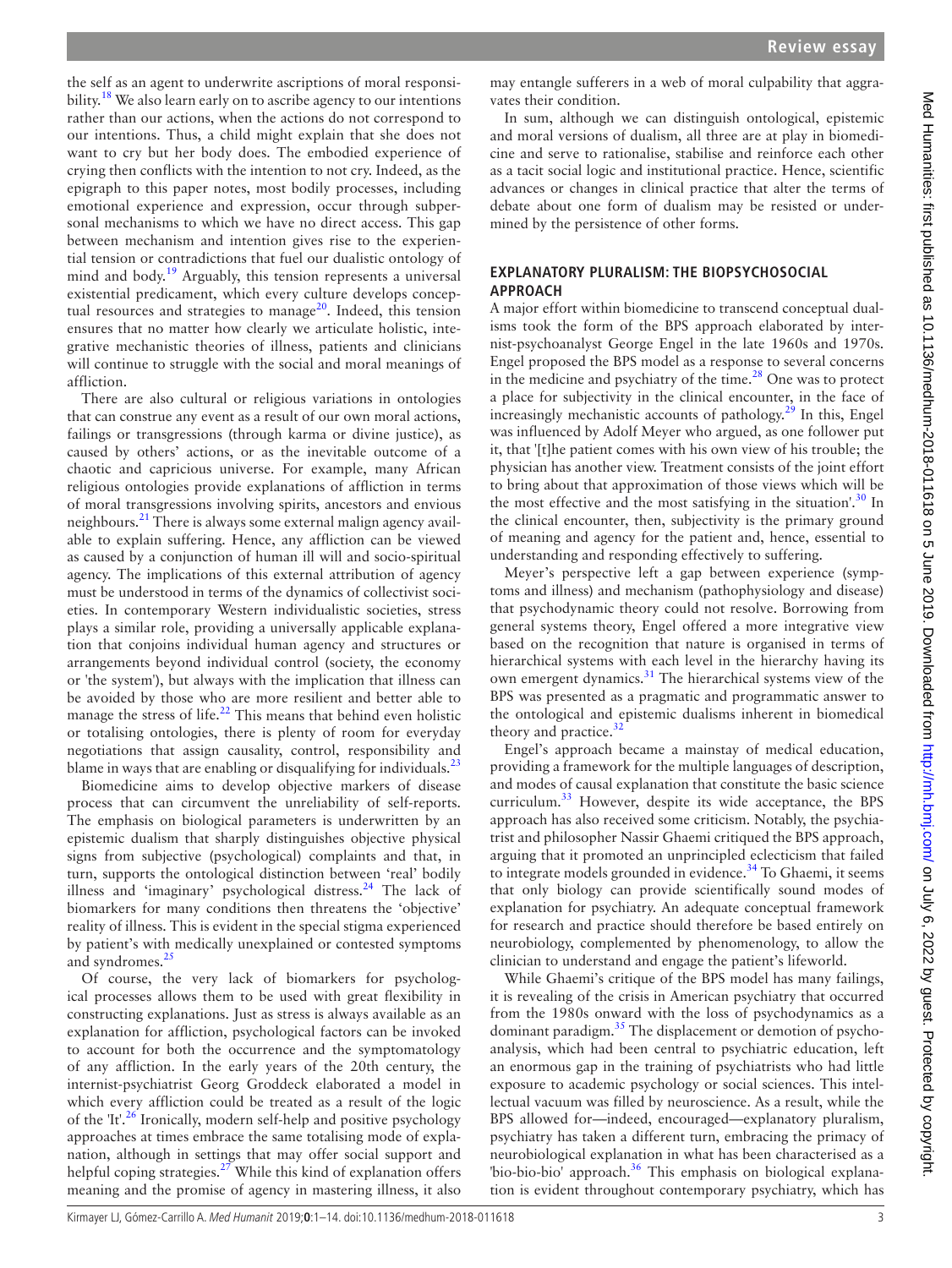the self as an agent to underwrite ascriptions of moral responsibility.[18] We also learn early on to ascribe agency to our intentions rather than our actions, when the actions do not correspond to our intentions. Thus, a child might explain that she does not want to cry but her body does. The embodied experience of crying then conflicts with the intention to not cry. Indeed, as the epigraph to this paper notes, most bodily processes, including emotional experience and expression, occur through subpersonal mechanisms to which we have no direct access. This gap between mechanism and intention gives rise to the experiential tension or contradictions that fuel our dualistic ontology of mind and body.[19] Arguably, this tension represents a universal existential predicament, which every culture develops conceptual resources and strategies to manage[20]. Indeed, this tension ensures that no matter how clearly we articulate holistic, integrative mechanistic theories of illness, patients and clinicians will continue to struggle with the social and moral meanings of affliction.

There are also cultural or religious variations in ontologies that can construe any event as a result of our own moral actions, failings or transgressions (through karma or divine justice), as caused by others' actions, or as the inevitable outcome of a chaotic and capricious universe. For example, many African religious ontologies provide explanations of affliction in terms of moral transgressions involving spirits, ancestors and envious neighbours.[21] There is always some external malign agency available to explain suffering. Hence, any affliction can be viewed as caused by a conjunction of human ill will and socio-spiritual agency. The implications of this external attribution of agency must be understood in terms of the dynamics of collectivist societies. In contemporary Western individualistic societies, stress plays a similar role, providing a universally applicable explanation that conjoins individual human agency and structures or arrangements beyond individual control (society, the economy or 'the system'), but always with the implication that illness can be avoided by those who are more resilient and better able to manage the stress of life.[22] This means that behind even holistic or totalising ontologies, there is plenty of room for everyday negotiations that assign causality, control, responsibility and blame in ways that are enabling or disqualifying for individuals.[23]

Biomedicine aims to develop objective markers of disease process that can circumvent the unreliability of self-reports. The emphasis on biological parameters is underwritten by an epistemic dualism that sharply distinguishes objective physical signs from subjective (psychological) complaints and that, in turn, supports the ontological distinction between 'real' bodily illness and 'imaginary' psychological distress.[24] The lack of biomarkers for many conditions then threatens the 'objective' reality of illness. This is evident in the special stigma experienced by patient's with medically unexplained or contested symptoms and syndromes.[25]

Of course, the very lack of biomarkers for psychological processes allows them to be used with great flexibility in constructing explanations. Just as stress is always available as an explanation for affliction, psychological factors can be invoked to account for both the occurrence and the symptomatology of any affliction. In the early years of the 20th century, the internist-psychiatrist Georg Groddeck elaborated a model in which every affliction could be treated as a result of the logic of the 'It'.[26] Ironically, modern self-help and positive psychology approaches at times embrace the same totalising mode of explanation, although in settings that may offer social support and helpful coping strategies.[27] While this kind of explanation offers meaning and the promise of agency in mastering illness, it also may entangle sufferers in a web of moral culpability that aggravates their condition.

In sum, although we can distinguish ontological, epistemic and moral versions of dualism, all three are at play in biomedicine and serve to rationalise, stabilise and reinforce each other as a tacit social logic and institutional practice. Hence, scientific advances or changes in clinical practice that alter the terms of debate about one form of dualism may be resisted or undermined by the persistence of other forms.

## EXPLANATORY PLURALISM: THE BIOPSYCHOSOCIAL APPROACH

A major effort within biomedicine to transcend conceptual dualisms took the form of the BPS approach elaborated by internist-psychoanalyst George Engel in the late 1960s and 1970s. Engel proposed the BPS model as a response to several concerns in the medicine and psychiatry of the time.[28] One was to protect a place for subjectivity in the clinical encounter, in the face of increasingly mechanistic accounts of pathology.[29] In this, Engel was influenced by Adolf Meyer who argued, as one follower put it, that '[t]he patient comes with his own view of his trouble; the physician has another view. Treatment consists of the joint effort to bring about that approximation of those views which will be the most effective and the most satisfying in the situation'.[30] In the clinical encounter, then, subjectivity is the primary ground of meaning and agency for the patient and, hence, essential to understanding and responding effectively to suffering.

Meyer's perspective left a gap between experience (symptoms and illness) and mechanism (pathophysiology and disease) that psychodynamic theory could not resolve. Borrowing from general systems theory, Engel offered a more integrative view based on the recognition that nature is organised in terms of hierarchical systems with each level in the hierarchy having its own emergent dynamics.[31] The hierarchical systems view of the BPS was presented as a pragmatic and programmatic answer to the ontological and epistemic dualisms inherent in biomedical theory and practice.[32]

Engel's approach became a mainstay of medical education, providing a framework for the multiple languages of description, and modes of causal explanation that constitute the basic science curriculum.[33] However, despite its wide acceptance, the BPS approach has also received some criticism. Notably, the psychiatrist and philosopher Nassir Ghaemi critiqued the BPS approach, arguing that it promoted an unprincipled eclecticism that failed to integrate models grounded in evidence.[34] To Ghaemi, it seems that only biology can provide scientifically sound modes of explanation for psychiatry. An adequate conceptual framework for research and practice should therefore be based entirely on neurobiology, complemented by phenomenology, to allow the clinician to understand and engage the patient's lifeworld.

While Ghaemi's critique of the BPS model has many failings, it is revealing of the crisis in American psychiatry that occurred from the 1980s onward with the loss of psychodynamics as a dominant paradigm.[35] The displacement or demotion of psychoanalysis, which had been central to psychiatric education, left an enormous gap in the training of psychiatrists who had little exposure to academic psychology or social sciences. This intellectual vacuum was filled by neuroscience. As a result, while the BPS allowed for—indeed, encouraged—explanatory pluralism, psychiatry has taken a different turn, embracing the primacy of neurobiological explanation in what has been characterised as a 'bio-bio-bio' approach.[36] This emphasis on biological explanation is evident throughout contemporary psychiatry, which has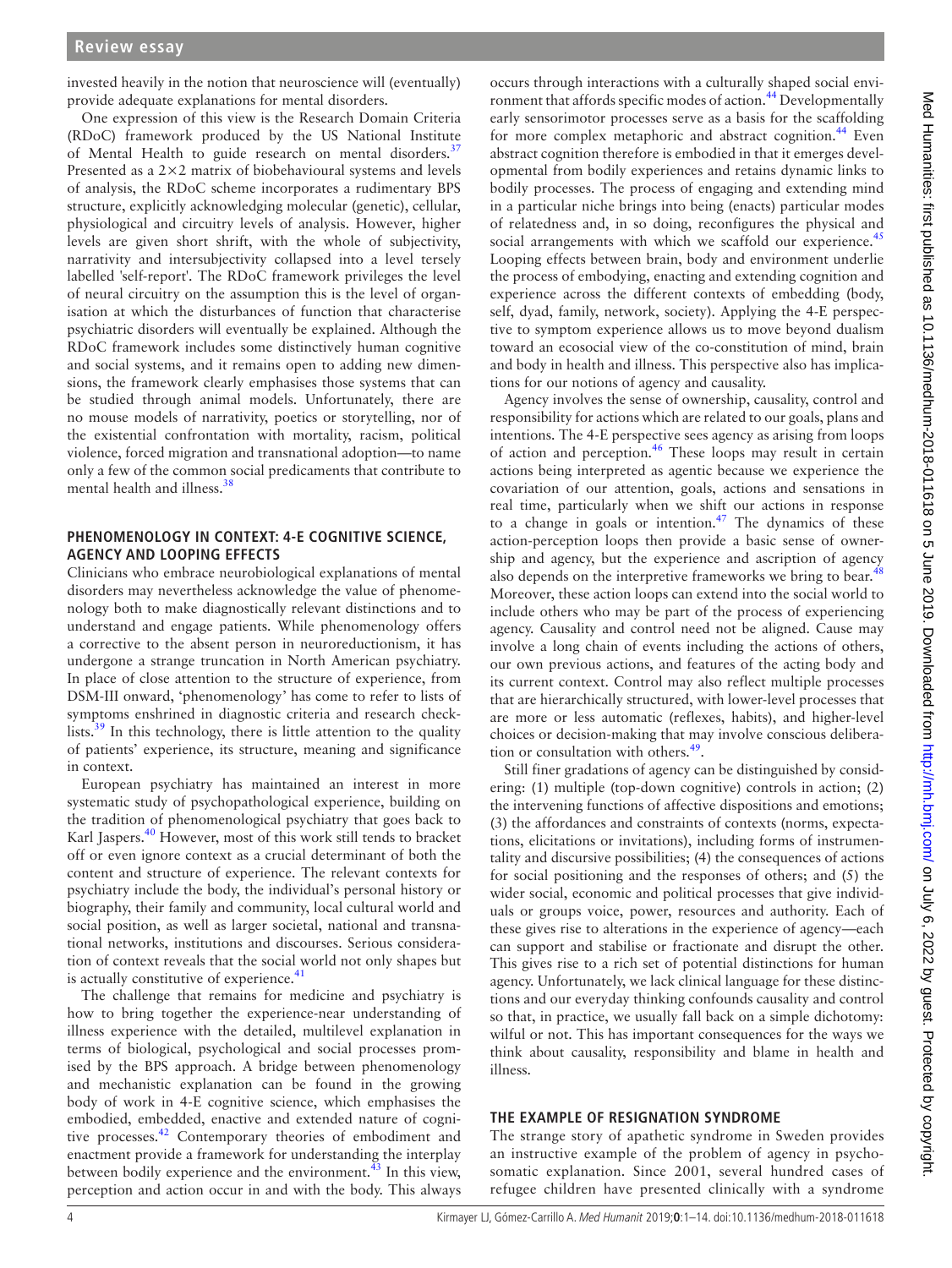invested heavily in the notion that neuroscience will (eventually) provide adequate explanations for mental disorders.

One expression of this view is the Research Domain Criteria (RDoC) framework produced by the US National Institute of Mental Health to guide research on mental disorders.[37] Presented as a 2×2 matrix of biobehavioural systems and levels of analysis, the RDoC scheme incorporates a rudimentary BPS structure, explicitly acknowledging molecular (genetic), cellular, physiological and circuitry levels of analysis. However, higher levels are given short shrift, with the whole of subjectivity, narrativity and intersubjectivity collapsed into a level tersely labelled 'self-report'. The RDoC framework privileges the level of neural circuitry on the assumption this is the level of organisation at which the disturbances of function that characterise psychiatric disorders will eventually be explained. Although the RDoC framework includes some distinctively human cognitive and social systems, and it remains open to adding new dimensions, the framework clearly emphasises those systems that can be studied through animal models. Unfortunately, there are no mouse models of narrativity, poetics or storytelling, nor of the existential confrontation with mortality, racism, political violence, forced migration and transnational adoption—to name only a few of the common social predicaments that contribute to mental health and illness.[38]

## PHENOMENOLOGY IN CONTEXT: 4-E COGNITIVE SCIENCE, AGENCY AND LOOPING EFFECTS

Clinicians who embrace neurobiological explanations of mental disorders may nevertheless acknowledge the value of phenomenology both to make diagnostically relevant distinctions and to understand and engage patients. While phenomenology offers a corrective to the absent person in neuroreductionism, it has undergone a strange truncation in North American psychiatry. In place of close attention to the structure of experience, from DSM-III onward, 'phenomenology' has come to refer to lists of symptoms enshrined in diagnostic criteria and research checklists.[39] In this technology, there is little attention to the quality of patients' experience, its structure, meaning and significance in context.

European psychiatry has maintained an interest in more systematic study of psychopathological experience, building on the tradition of phenomenological psychiatry that goes back to Karl Jaspers.[40] However, most of this work still tends to bracket off or even ignore context as a crucial determinant of both the content and structure of experience. The relevant contexts for psychiatry include the body, the individual's personal history or biography, their family and community, local cultural world and social position, as well as larger societal, national and transnational networks, institutions and discourses. Serious consideration of context reveals that the social world not only shapes but is actually constitutive of experience.[41]

The challenge that remains for medicine and psychiatry is how to bring together the experience-near understanding of illness experience with the detailed, multilevel explanation in terms of biological, psychological and social processes promised by the BPS approach. A bridge between phenomenology and mechanistic explanation can be found in the growing body of work in 4-E cognitive science, which emphasises the embodied, embedded, enactive and extended nature of cognitive processes.[42] Contemporary theories of embodiment and enactment provide a framework for understanding the interplay between bodily experience and the environment.[43] In this view, perception and action occur in and with the body. This always occurs through interactions with a culturally shaped social environment that affords specific modes of action.[44] Developmentally early sensorimotor processes serve as a basis for the scaffolding for more complex metaphoric and abstract cognition.[44] Even abstract cognition therefore is embodied in that it emerges developmental from bodily experiences and retains dynamic links to bodily processes. The process of engaging and extending mind in a particular niche brings into being (enacts) particular modes of relatedness and, in so doing, reconfigures the physical and social arrangements with which we scaffold our experience.[45] Looping effects between brain, body and environment underlie the process of embodying, enacting and extending cognition and experience across the different contexts of embedding (body, self, dyad, family, network, society). Applying the 4-E perspective to symptom experience allows us to move beyond dualism toward an ecosocial view of the co-constitution of mind, brain and body in health and illness. This perspective also has implications for our notions of agency and causality.

Agency involves the sense of ownership, causality, control and responsibility for actions which are related to our goals, plans and intentions. The 4-E perspective sees agency as arising from loops of action and perception.[46] These loops may result in certain actions being interpreted as agentic because we experience the covariation of our attention, goals, actions and sensations in real time, particularly when we shift our actions in response to a change in goals or intention.[47] The dynamics of these action-perception loops then provide a basic sense of ownership and agency, but the experience and ascription of agency also depends on the interpretive frameworks we bring to bear.[48] Moreover, these action loops can extend into the social world to include others who may be part of the process of experiencing agency. Causality and control need not be aligned. Cause may involve a long chain of events including the actions of others, our own previous actions, and features of the acting body and its current context. Control may also reflect multiple processes that are hierarchically structured, with lower-level processes that are more or less automatic (reflexes, habits), and higher-level choices or decision-making that may involve conscious deliberation or consultation with others.[49].

Still finer gradations of agency can be distinguished by considering: (1) multiple (top-down cognitive) controls in action; (2) the intervening functions of affective dispositions and emotions; (3) the affordances and constraints of contexts (norms, expectations, elicitations or invitations), including forms of instrumentality and discursive possibilities; (4) the consequences of actions for social positioning and the responses of others; and (5) the wider social, economic and political processes that give individuals or groups voice, power, resources and authority. Each of these gives rise to alterations in the experience of agency—each can support and stabilise or fractionate and disrupt the other. This gives rise to a rich set of potential distinctions for human agency. Unfortunately, we lack clinical language for these distinctions and our everyday thinking confounds causality and control so that, in practice, we usually fall back on a simple dichotomy: wilful or not. This has important consequences for the ways we think about causality, responsibility and blame in health and illness.

## THE EXAMPLE OF RESIGNATION SYNDROME

The strange story of apathetic syndrome in Sweden provides an instructive example of the problem of agency in psychosomatic explanation. Since 2001, several hundred cases of refugee children have presented clinically with a syndrome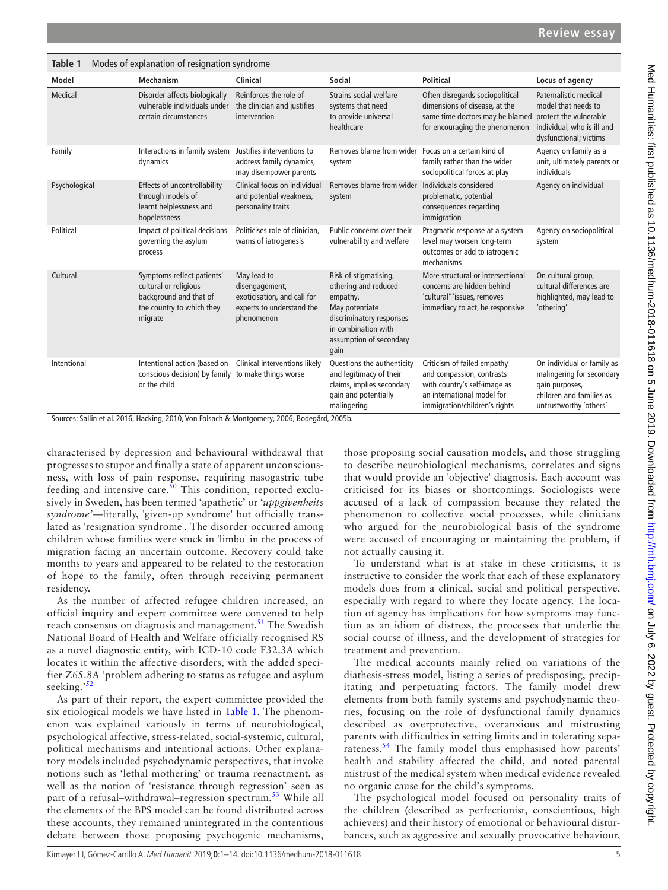**Table 1** Modes of explanation of resignation syndrome

| Model | Mechanism | Clinical | Social | Political | Locus of agency |
|---|---|---|---|---|---|
| Medical | Disorder affects biologically vulnerable individuals under certain circumstances | Reinforces the role of the clinician and justifies intervention | Strains social welfare systems that need to provide universal healthcare | Often disregards sociopolitical dimensions of disease, at the same time doctors may be blamed for encouraging the phenomenon | Paternalistic medical model that needs to protect the vulnerable individual, who is ill and dysfunctional; victims |
| Family | Interactions in family system dynamics | Justifies interventions to address family dynamics, may disempower parents | Removes blame from wider system | Focus on a certain kind of family rather than the wider sociopolitical forces at play | Agency on family as a unit, ultimately parents or individuals |
| Psychological | Effects of uncontrollability through models of learnt helplessness and hopelessness | Clinical focus on individual and potential weakness, personality traits | Removes blame from wider system | Individuals considered problematic, potential consequences regarding immigration | Agency on individual |
| Political | Impact of political decisions governing the asylum process | Politicises role of clinician, warns of iatrogenesis | Public concerns over their vulnerability and welfare | Pragmatic response at a system level may worsen long-term outcomes or add to iatrogenic mechanisms | Agency on sociopolitical system |
| Cultural | Symptoms reflect patients' cultural or religious background and that of the country to which they migrate | May lead to disengagement, exoticisation, and call for experts to understand the phenomenon | Risk of stigmatising, othering and reduced empathy. May potentiate discriminatory responses in combination with assumption of secondary gain | More structural or intersectional concerns are hidden behind 'cultural''issues, removes immediacy to act, be responsive | On cultural group, cultural differences are highlighted, may lead to 'othering' |
| Intentional | Intentional action (based on conscious decision) by family or the child | Clinical interventions likely to make things worse | Questions the authenticity and legitimacy of their claims, implies secondary gain and potentially malingering | Criticism of failed empathy and compassion, contrasts with country's self-image as an international model for immigration/children's rights | On individual or family as malingering for secondary gain purposes, children and families as untrustworthy 'others' |

Sources: Sallin et al. 2016, Hacking, 2010, Von Folsach & Montgomery, 2006, Bodegård, 2005b.

characterised by depression and behavioural withdrawal that progresses to stupor and finally a state of apparent unconsciousness, with loss of pain response, requiring nasogastric tube feeding and intensive care.[50] This condition, reported exclusively in Sweden, has been termed 'apathetic' or '*uppgivenheits syndrome*'—literally, 'given-up syndrome' but officially translated as 'resignation syndrome'. The disorder occurred among children whose families were stuck in 'limbo' in the process of migration facing an uncertain outcome. Recovery could take months to years and appeared to be related to the restoration of hope to the family, often through receiving permanent residency.

As the number of affected refugee children increased, an official inquiry and expert committee were convened to help reach consensus on diagnosis and management.[51] The Swedish National Board of Health and Welfare officially recognised RS as a novel diagnostic entity, with ICD-10 code F32.3A which locates it within the affective disorders, with the added specifier Z65.8A 'problem adhering to status as refugee and asylum seeking.'[52]

As part of their report, the expert committee provided the six etiological models we have listed in Table 1. The phenomenon was explained variously in terms of neurobiological, psychological affective, stress-related, social-systemic, cultural, political mechanisms and intentional actions. Other explanatory models included psychodynamic perspectives, that invoke notions such as 'lethal mothering' or trauma reenactment, as well as the notion of 'resistance through regression' seen as part of a refusal–withdrawal–regression spectrum.[53] While all the elements of the BPS model can be found distributed across these accounts, they remained unintegrated in the contentious debate between those proposing psychogenic mechanisms, those proposing social causation models, and those struggling to describe neurobiological mechanisms, correlates and signs that would provide an 'objective' diagnosis. Each account was criticised for its biases or shortcomings. Sociologists were accused of a lack of compassion because they related the phenomenon to collective social processes, while clinicians who argued for the neurobiological basis of the syndrome were accused of encouraging or maintaining the problem, if not actually causing it.

To understand what is at stake in these criticisms, it is instructive to consider the work that each of these explanatory models does from a clinical, social and political perspective, especially with regard to where they locate agency. The location of agency has implications for how symptoms may function as an idiom of distress, the processes that underlie the social course of illness, and the development of strategies for treatment and prevention.

The medical accounts mainly relied on variations of the diathesis-stress model, listing a series of predisposing, precipitating and perpetuating factors. The family model drew elements from both family systems and psychodynamic theories, focusing on the role of dysfunctional family dynamics described as overprotective, overanxious and mistrusting parents with difficulties in setting limits and in tolerating separateness.[54] The family model thus emphasised how parents' health and stability affected the child, and noted parental mistrust of the medical system when medical evidence revealed no organic cause for the child's symptoms.

The psychological model focused on personality traits of the children (described as perfectionist, conscientious, high achievers) and their history of emotional or behavioural disturbances, such as aggressive and sexually provocative behaviour,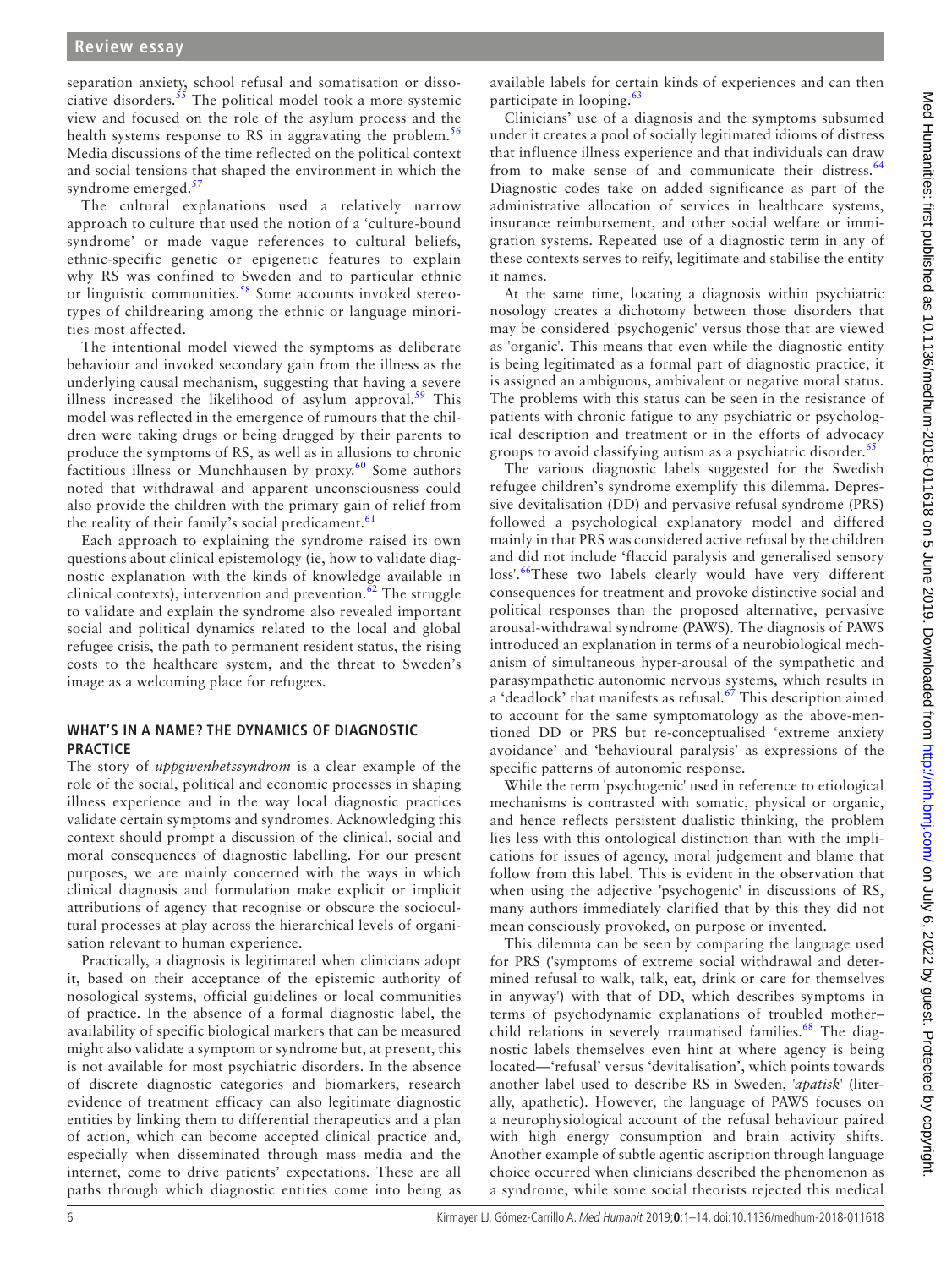separation anxiety, school refusal and somatisation or dissociative disorders.[55] The political model took a more systemic view and focused on the role of the asylum process and the health systems response to RS in aggravating the problem.[56] Media discussions of the time reflected on the political context and social tensions that shaped the environment in which the syndrome emerged.[57]

The cultural explanations used a relatively narrow approach to culture that used the notion of a 'culture-bound syndrome' or made vague references to cultural beliefs, ethnic-specific genetic or epigenetic features to explain why RS was confined to Sweden and to particular ethnic or linguistic communities.[58] Some accounts invoked stereotypes of childrearing among the ethnic or language minorities most affected.

The intentional model viewed the symptoms as deliberate behaviour and invoked secondary gain from the illness as the underlying causal mechanism, suggesting that having a severe illness increased the likelihood of asylum approval.[59] This model was reflected in the emergence of rumours that the children were taking drugs or being drugged by their parents to produce the symptoms of RS, as well as in allusions to chronic factitious illness or Munchhausen by proxy.[60] Some authors noted that withdrawal and apparent unconsciousness could also provide the children with the primary gain of relief from the reality of their family's social predicament.[61]

Each approach to explaining the syndrome raised its own questions about clinical epistemology (ie, how to validate diagnostic explanation with the kinds of knowledge available in clinical contexts), intervention and prevention.[62] The struggle to validate and explain the syndrome also revealed important social and political dynamics related to the local and global refugee crisis, the path to permanent resident status, the rising costs to the healthcare system, and the threat to Sweden's image as a welcoming place for refugees.

## WHAT'S IN A NAME? THE DYNAMICS OF DIAGNOSTIC PRACTICE

The story of *uppgivenhetssyndrom* is a clear example of the role of the social, political and economic processes in shaping illness experience and in the way local diagnostic practices validate certain symptoms and syndromes. Acknowledging this context should prompt a discussion of the clinical, social and moral consequences of diagnostic labelling. For our present purposes, we are mainly concerned with the ways in which clinical diagnosis and formulation make explicit or implicit attributions of agency that recognise or obscure the sociocultural processes at play across the hierarchical levels of organisation relevant to human experience.

Practically, a diagnosis is legitimated when clinicians adopt it, based on their acceptance of the epistemic authority of nosological systems, official guidelines or local communities of practice. In the absence of a formal diagnostic label, the availability of specific biological markers that can be measured might also validate a symptom or syndrome but, at present, this is not available for most psychiatric disorders. In the absence of discrete diagnostic categories and biomarkers, research evidence of treatment efficacy can also legitimate diagnostic entities by linking them to differential therapeutics and a plan of action, which can become accepted clinical practice and, especially when disseminated through mass media and the internet, come to drive patients' expectations. These are all paths through which diagnostic entities come into being as available labels for certain kinds of experiences and can then participate in looping.[63]

Clinicians' use of a diagnosis and the symptoms subsumed under it creates a pool of socially legitimated idioms of distress that influence illness experience and that individuals can draw from to make sense of and communicate their distress.[64] Diagnostic codes take on added significance as part of the administrative allocation of services in healthcare systems, insurance reimbursement, and other social welfare or immigration systems. Repeated use of a diagnostic term in any of these contexts serves to reify, legitimate and stabilise the entity it names.

At the same time, locating a diagnosis within psychiatric nosology creates a dichotomy between those disorders that may be considered 'psychogenic' versus those that are viewed as 'organic'. This means that even while the diagnostic entity is being legitimated as a formal part of diagnostic practice, it is assigned an ambiguous, ambivalent or negative moral status. The problems with this status can be seen in the resistance of patients with chronic fatigue to any psychiatric or psychological description and treatment or in the efforts of advocacy groups to avoid classifying autism as a psychiatric disorder.[65]

The various diagnostic labels suggested for the Swedish refugee children's syndrome exemplify this dilemma. Depressive devitalisation (DD) and pervasive refusal syndrome (PRS) followed a psychological explanatory model and differed mainly in that PRS was considered active refusal by the children and did not include 'flaccid paralysis and generalised sensory loss'.[66]These two labels clearly would have very different consequences for treatment and provoke distinctive social and political responses than the proposed alternative, pervasive arousal-withdrawal syndrome (PAWS). The diagnosis of PAWS introduced an explanation in terms of a neurobiological mechanism of simultaneous hyper-arousal of the sympathetic and parasympathetic autonomic nervous systems, which results in a 'deadlock' that manifests as refusal.[67] This description aimed to account for the same symptomatology as the above-mentioned DD or PRS but re-conceptualised 'extreme anxiety avoidance' and 'behavioural paralysis' as expressions of the specific patterns of autonomic response.

While the term 'psychogenic' used in reference to etiological mechanisms is contrasted with somatic, physical or organic, and hence reflects persistent dualistic thinking, the problem lies less with this ontological distinction than with the implications for issues of agency, moral judgement and blame that follow from this label. This is evident in the observation that when using the adjective 'psychogenic' in discussions of RS, many authors immediately clarified that by this they did not mean consciously provoked, on purpose or invented.

This dilemma can be seen by comparing the language used for PRS ('symptoms of extreme social withdrawal and determined refusal to walk, talk, eat, drink or care for themselves in anyway') with that of DD, which describes symptoms in terms of psychodynamic explanations of troubled mother–child relations in severely traumatised families.[68] The diagnostic labels themselves even hint at where agency is being located—'refusal' versus 'devitalisation', which points towards another label used to describe RS in Sweden, '*apatisk*' (literally, apathetic). However, the language of PAWS focuses on a neurophysiological account of the refusal behaviour paired with high energy consumption and brain activity shifts. Another example of subtle agentic ascription through language choice occurred when clinicians described the phenomenon as a syndrome, while some social theorists rejected this medical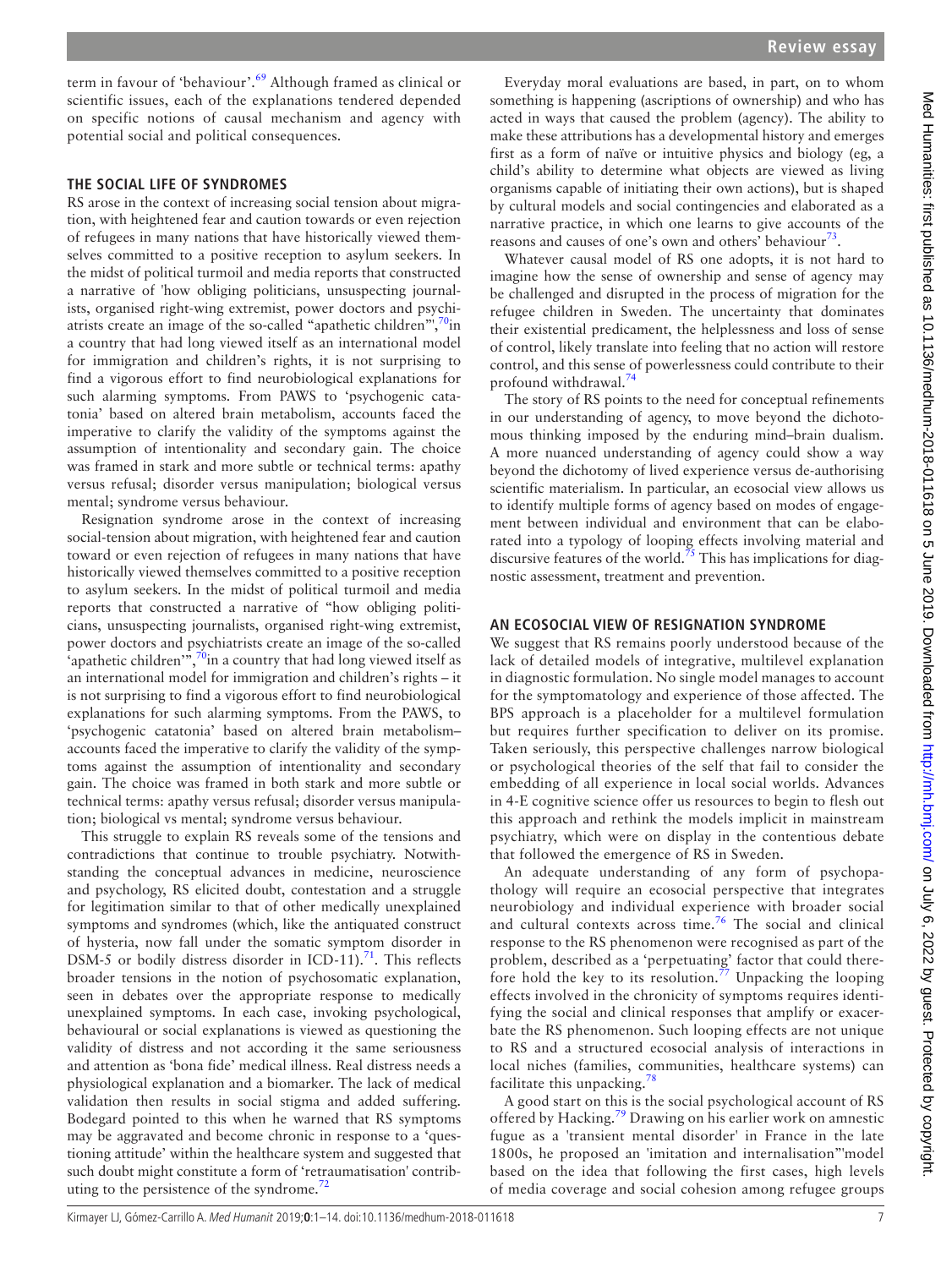term in favour of 'behaviour'.[69] Although framed as clinical or scientific issues, each of the explanations tendered depended on specific notions of causal mechanism and agency with potential social and political consequences.

## THE SOCIAL LIFE OF SYNDROMES

RS arose in the context of increasing social tension about migration, with heightened fear and caution towards or even rejection of refugees in many nations that have historically viewed themselves committed to a positive reception to asylum seekers. In the midst of political turmoil and media reports that constructed a narrative of 'how obliging politicians, unsuspecting journalists, organised right-wing extremist, power doctors and psychiatrists create an image of the so-called "apathetic children"',[70]in a country that had long viewed itself as an international model for immigration and children's rights, it is not surprising to find a vigorous effort to find neurobiological explanations for such alarming symptoms. From PAWS to 'psychogenic catatonia' based on altered brain metabolism, accounts faced the imperative to clarify the validity of the symptoms against the assumption of intentionality and secondary gain. The choice was framed in stark and more subtle or technical terms: apathy versus refusal; disorder versus manipulation; biological versus mental; syndrome versus behaviour.

Resignation syndrome arose in the context of increasing social-tension about migration, with heightened fear and caution toward or even rejection of refugees in many nations that have historically viewed themselves committed to a positive reception to asylum seekers. In the midst of political turmoil and media reports that constructed a narrative of "how obliging politicians, unsuspecting journalists, organised right-wing extremist, power doctors and psychiatrists create an image of the so-called 'apathetic children'",[70]in a country that had long viewed itself as an international model for immigration and children's rights – it is not surprising to find a vigorous effort to find neurobiological explanations for such alarming symptoms. From the PAWS, to 'psychogenic catatonia' based on altered brain metabolism– accounts faced the imperative to clarify the validity of the symptoms against the assumption of intentionality and secondary gain. The choice was framed in both stark and more subtle or technical terms: apathy versus refusal; disorder versus manipulation; biological vs mental; syndrome versus behaviour.

This struggle to explain RS reveals some of the tensions and contradictions that continue to trouble psychiatry. Notwithstanding the conceptual advances in medicine, neuroscience and psychology, RS elicited doubt, contestation and a struggle for legitimation similar to that of other medically unexplained symptoms and syndromes (which, like the antiquated construct of hysteria, now fall under the somatic symptom disorder in DSM-5 or bodily distress disorder in ICD-11).[71]. This reflects broader tensions in the notion of psychosomatic explanation, seen in debates over the appropriate response to medically unexplained symptoms. In each case, invoking psychological, behavioural or social explanations is viewed as questioning the validity of distress and not according it the same seriousness and attention as 'bona fide' medical illness. Real distress needs a physiological explanation and a biomarker. The lack of medical validation then results in social stigma and added suffering. Bodegard pointed to this when he warned that RS symptoms may be aggravated and become chronic in response to a 'questioning attitude' within the healthcare system and suggested that such doubt might constitute a form of 'retraumatisation' contributing to the persistence of the syndrome.[72]

Everyday moral evaluations are based, in part, on to whom something is happening (ascriptions of ownership) and who has acted in ways that caused the problem (agency). The ability to make these attributions has a developmental history and emerges first as a form of naïve or intuitive physics and biology (eg, a child's ability to determine what objects are viewed as living organisms capable of initiating their own actions), but is shaped by cultural models and social contingencies and elaborated as a narrative practice, in which one learns to give accounts of the reasons and causes of one's own and others' behaviour[73].

Whatever causal model of RS one adopts, it is not hard to imagine how the sense of ownership and sense of agency may be challenged and disrupted in the process of migration for the refugee children in Sweden. The uncertainty that dominates their existential predicament, the helplessness and loss of sense of control, likely translate into feeling that no action will restore control, and this sense of powerlessness could contribute to their profound withdrawal.[74]

The story of RS points to the need for conceptual refinements in our understanding of agency, to move beyond the dichotomous thinking imposed by the enduring mind–brain dualism. A more nuanced understanding of agency could show a way beyond the dichotomy of lived experience versus de-authorising scientific materialism. In particular, an ecosocial view allows us to identify multiple forms of agency based on modes of engagement between individual and environment that can be elaborated into a typology of looping effects involving material and discursive features of the world.[75] This has implications for diagnostic assessment, treatment and prevention.

## AN ECOSOCIAL VIEW OF RESIGNATION SYNDROME

We suggest that RS remains poorly understood because of the lack of detailed models of integrative, multilevel explanation in diagnostic formulation. No single model manages to account for the symptomatology and experience of those affected. The BPS approach is a placeholder for a multilevel formulation but requires further specification to deliver on its promise. Taken seriously, this perspective challenges narrow biological or psychological theories of the self that fail to consider the embedding of all experience in local social worlds. Advances in 4-E cognitive science offer us resources to begin to flesh out this approach and rethink the models implicit in mainstream psychiatry, which were on display in the contentious debate that followed the emergence of RS in Sweden.

An adequate understanding of any form of psychopathology will require an ecosocial perspective that integrates neurobiology and individual experience with broader social and cultural contexts across time.[76] The social and clinical response to the RS phenomenon were recognised as part of the problem, described as a 'perpetuating' factor that could therefore hold the key to its resolution.[77] Unpacking the looping effects involved in the chronicity of symptoms requires identifying the social and clinical responses that amplify or exacerbate the RS phenomenon. Such looping effects are not unique to RS and a structured ecosocial analysis of interactions in local niches (families, communities, healthcare systems) can facilitate this unpacking.[78]

A good start on this is the social psychological account of RS offered by Hacking.[79] Drawing on his earlier work on amnestic fugue as a 'transient mental disorder' in France in the late 1800s, he proposed an 'imitation and internalisation"'model based on the idea that following the first cases, high levels of media coverage and social cohesion among refugee groups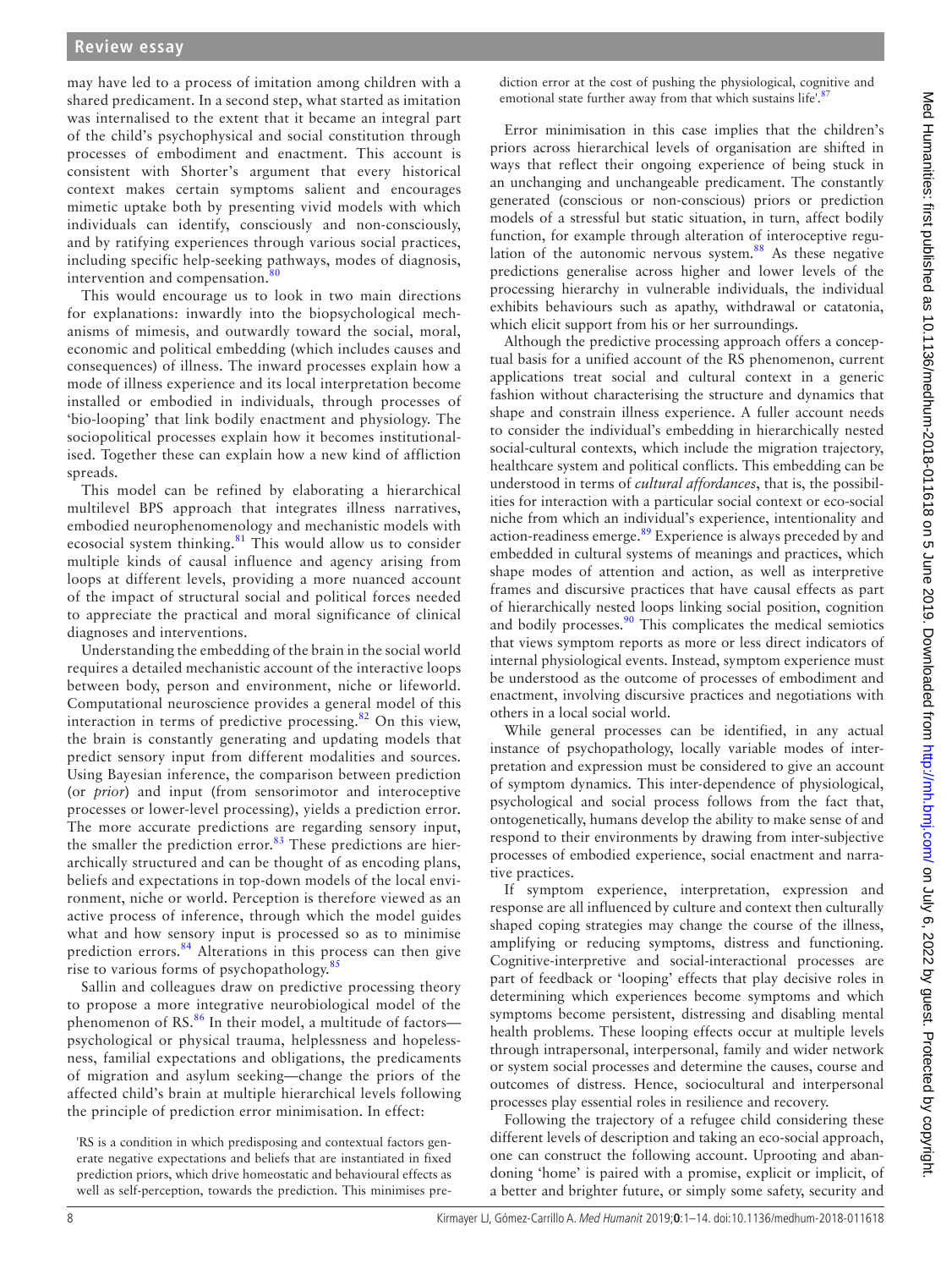may have led to a process of imitation among children with a shared predicament. In a second step, what started as imitation was internalised to the extent that it became an integral part of the child's psychophysical and social constitution through processes of embodiment and enactment. This account is consistent with Shorter's argument that every historical context makes certain symptoms salient and encourages mimetic uptake both by presenting vivid models with which individuals can identify, consciously and non-consciously, and by ratifying experiences through various social practices, including specific help-seeking pathways, modes of diagnosis, intervention and compensation.[80]

This would encourage us to look in two main directions for explanations: inwardly into the biopsychological mechanisms of mimesis, and outwardly toward the social, moral, economic and political embedding (which includes causes and consequences) of illness. The inward processes explain how a mode of illness experience and its local interpretation become installed or embodied in individuals, through processes of 'bio-looping' that link bodily enactment and physiology. The sociopolitical processes explain how it becomes institutionalised. Together these can explain how a new kind of affliction spreads.

This model can be refined by elaborating a hierarchical multilevel BPS approach that integrates illness narratives, embodied neurophenomenology and mechanistic models with ecosocial system thinking.[81] This would allow us to consider multiple kinds of causal influence and agency arising from loops at different levels, providing a more nuanced account of the impact of structural social and political forces needed to appreciate the practical and moral significance of clinical diagnoses and interventions.

Understanding the embedding of the brain in the social world requires a detailed mechanistic account of the interactive loops between body, person and environment, niche or lifeworld. Computational neuroscience provides a general model of this interaction in terms of predictive processing.[82] On this view, the brain is constantly generating and updating models that predict sensory input from different modalities and sources. Using Bayesian inference, the comparison between prediction (or *prior*) and input (from sensorimotor and interoceptive processes or lower-level processing), yields a prediction error. The more accurate predictions are regarding sensory input, the smaller the prediction error.[83] These predictions are hierarchically structured and can be thought of as encoding plans, beliefs and expectations in top-down models of the local environment, niche or world. Perception is therefore viewed as an active process of inference, through which the model guides what and how sensory input is processed so as to minimise prediction errors.[84] Alterations in this process can then give rise to various forms of psychopathology.[85]

Sallin and colleagues draw on predictive processing theory to propose a more integrative neurobiological model of the phenomenon of RS.[86] In their model, a multitude of factors—psychological or physical trauma, helplessness and hopelessness, familial expectations and obligations, the predicaments of migration and asylum seeking—change the priors of the affected child's brain at multiple hierarchical levels following the principle of prediction error minimisation. In effect:

> 'RS is a condition in which predisposing and contextual factors generate negative expectations and beliefs that are instantiated in fixed prediction priors, which drive homeostatic and behavioural effects as well as self-perception, towards the prediction. This minimises prediction error at the cost of pushing the physiological, cognitive and emotional state further away from that which sustains life'.[87]

Error minimisation in this case implies that the children's priors across hierarchical levels of organisation are shifted in ways that reflect their ongoing experience of being stuck in an unchanging and unchangeable predicament. The constantly generated (conscious or non-conscious) priors or prediction models of a stressful but static situation, in turn, affect bodily function, for example through alteration of interoceptive regulation of the autonomic nervous system.[88] As these negative predictions generalise across higher and lower levels of the processing hierarchy in vulnerable individuals, the individual exhibits behaviours such as apathy, withdrawal or catatonia, which elicit support from his or her surroundings.

Although the predictive processing approach offers a conceptual basis for a unified account of the RS phenomenon, current applications treat social and cultural context in a generic fashion without characterising the structure and dynamics that shape and constrain illness experience. A fuller account needs to consider the individual's embedding in hierarchically nested social-cultural contexts, which include the migration trajectory, healthcare system and political conflicts. This embedding can be understood in terms of *cultural affordances*, that is, the possibilities for interaction with a particular social context or eco-social niche from which an individual's experience, intentionality and action-readiness emerge.[89] Experience is always preceded by and embedded in cultural systems of meanings and practices, which shape modes of attention and action, as well as interpretive frames and discursive practices that have causal effects as part of hierarchically nested loops linking social position, cognition and bodily processes.[90] This complicates the medical semiotics that views symptom reports as more or less direct indicators of internal physiological events. Instead, symptom experience must be understood as the outcome of processes of embodiment and enactment, involving discursive practices and negotiations with others in a local social world.

While general processes can be identified, in any actual instance of psychopathology, locally variable modes of interpretation and expression must be considered to give an account of symptom dynamics. This inter-dependence of physiological, psychological and social process follows from the fact that, ontogenetically, humans develop the ability to make sense of and respond to their environments by drawing from inter-subjective processes of embodied experience, social enactment and narrative practices.

If symptom experience, interpretation, expression and response are all influenced by culture and context then culturally shaped coping strategies may change the course of the illness, amplifying or reducing symptoms, distress and functioning. Cognitive-interpretive and social-interactional processes are part of feedback or 'looping' effects that play decisive roles in determining which experiences become symptoms and which symptoms become persistent, distressing and disabling mental health problems. These looping effects occur at multiple levels through intrapersonal, interpersonal, family and wider network or system social processes and determine the causes, course and outcomes of distress. Hence, sociocultural and interpersonal processes play essential roles in resilience and recovery.

Following the trajectory of a refugee child considering these different levels of description and taking an eco-social approach, one can construct the following account. Uprooting and abandoning 'home' is paired with a promise, explicit or implicit, of a better and brighter future, or simply some safety, security and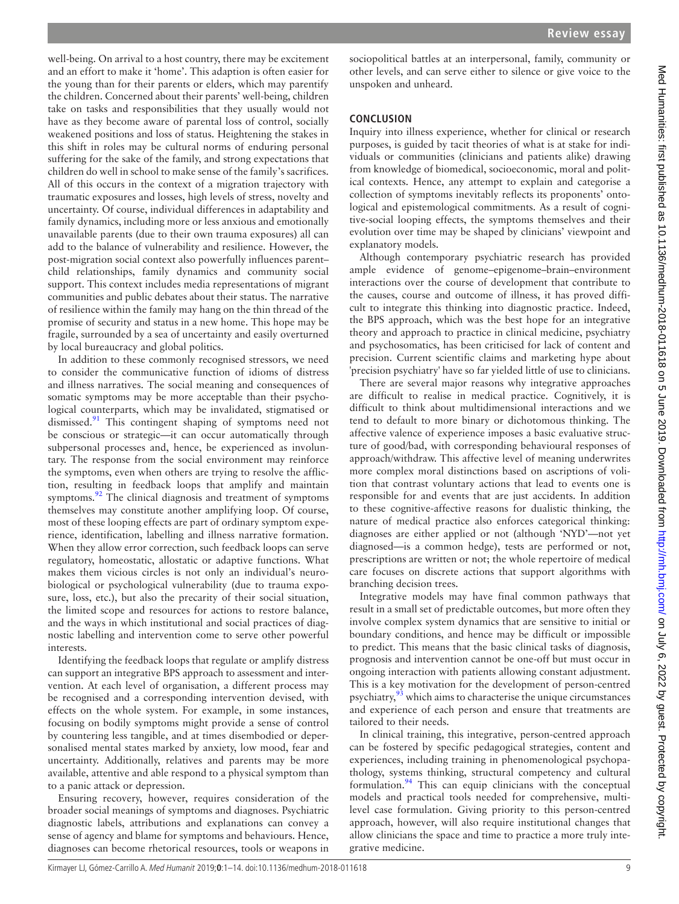well-being. On arrival to a host country, there may be excitement and an effort to make it 'home'. This adaption is often easier for the young than for their parents or elders, which may parentify the children. Concerned about their parents' well-being, children take on tasks and responsibilities that they usually would not have as they become aware of parental loss of control, socially weakened positions and loss of status. Heightening the stakes in this shift in roles may be cultural norms of enduring personal suffering for the sake of the family, and strong expectations that children do well in school to make sense of the family's sacrifices. All of this occurs in the context of a migration trajectory with traumatic exposures and losses, high levels of stress, novelty and uncertainty. Of course, individual differences in adaptability and family dynamics, including more or less anxious and emotionally unavailable parents (due to their own trauma exposures) all can add to the balance of vulnerability and resilience. However, the post-migration social context also powerfully influences parent–child relationships, family dynamics and community social support. This context includes media representations of migrant communities and public debates about their status. The narrative of resilience within the family may hang on the thin thread of the promise of security and status in a new home. This hope may be fragile, surrounded by a sea of uncertainty and easily overturned by local bureaucracy and global politics.

In addition to these commonly recognised stressors, we need to consider the communicative function of idioms of distress and illness narratives. The social meaning and consequences of somatic symptoms may be more acceptable than their psychological counterparts, which may be invalidated, stigmatised or dismissed.[91] This contingent shaping of symptoms need not be conscious or strategic—it can occur automatically through subpersonal processes and, hence, be experienced as involuntary. The response from the social environment may reinforce the symptoms, even when others are trying to resolve the affliction, resulting in feedback loops that amplify and maintain symptoms.[92] The clinical diagnosis and treatment of symptoms themselves may constitute another amplifying loop. Of course, most of these looping effects are part of ordinary symptom experience, identification, labelling and illness narrative formation. When they allow error correction, such feedback loops can serve regulatory, homeostatic, allostatic or adaptive functions. What makes them vicious circles is not only an individual's neurobiological or psychological vulnerability (due to trauma exposure, loss, etc.), but also the precarity of their social situation, the limited scope and resources for actions to restore balance, and the ways in which institutional and social practices of diagnostic labelling and intervention come to serve other powerful interests.

Identifying the feedback loops that regulate or amplify distress can support an integrative BPS approach to assessment and intervention. At each level of organisation, a different process may be recognised and a corresponding intervention devised, with effects on the whole system. For example, in some instances, focusing on bodily symptoms might provide a sense of control by countering less tangible, and at times disembodied or depersonalised mental states marked by anxiety, low mood, fear and uncertainty. Additionally, relatives and parents may be more available, attentive and able respond to a physical symptom than to a panic attack or depression.

Ensuring recovery, however, requires consideration of the broader social meanings of symptoms and diagnoses. Psychiatric diagnostic labels, attributions and explanations can convey a sense of agency and blame for symptoms and behaviours. Hence, diagnoses can become rhetorical resources, tools or weapons in sociopolitical battles at an interpersonal, family, community or other levels, and can serve either to silence or give voice to the unspoken and unheard.

## CONCLUSION

Inquiry into illness experience, whether for clinical or research purposes, is guided by tacit theories of what is at stake for individuals or communities (clinicians and patients alike) drawing from knowledge of biomedical, socioeconomic, moral and political contexts. Hence, any attempt to explain and categorise a collection of symptoms inevitably reflects its proponents' ontological and epistemological commitments. As a result of cognitive-social looping effects, the symptoms themselves and their evolution over time may be shaped by clinicians' viewpoint and explanatory models.

Although contemporary psychiatric research has provided ample evidence of genome–epigenome–brain–environment interactions over the course of development that contribute to the causes, course and outcome of illness, it has proved difficult to integrate this thinking into diagnostic practice. Indeed, the BPS approach, which was the best hope for an integrative theory and approach to practice in clinical medicine, psychiatry and psychosomatics, has been criticised for lack of content and precision. Current scientific claims and marketing hype about 'precision psychiatry' have so far yielded little of use to clinicians.

There are several major reasons why integrative approaches are difficult to realise in medical practice. Cognitively, it is difficult to think about multidimensional interactions and we tend to default to more binary or dichotomous thinking. The affective valence of experience imposes a basic evaluative structure of good/bad, with corresponding behavioural responses of approach/withdraw. This affective level of meaning underwrites more complex moral distinctions based on ascriptions of volition that contrast voluntary actions that lead to events one is responsible for and events that are just accidents. In addition to these cognitive-affective reasons for dualistic thinking, the nature of medical practice also enforces categorical thinking: diagnoses are either applied or not (although 'NYD'—not yet diagnosed—is a common hedge), tests are performed or not, prescriptions are written or not; the whole repertoire of medical care focuses on discrete actions that support algorithms with branching decision trees.

Integrative models may have final common pathways that result in a small set of predictable outcomes, but more often they involve complex system dynamics that are sensitive to initial or boundary conditions, and hence may be difficult or impossible to predict. This means that the basic clinical tasks of diagnosis, prognosis and intervention cannot be one-off but must occur in ongoing interaction with patients allowing constant adjustment. This is a key motivation for the development of person-centred psychiatry,[93] which aims to characterise the unique circumstances and experience of each person and ensure that treatments are tailored to their needs.

In clinical training, this integrative, person-centred approach can be fostered by specific pedagogical strategies, content and experiences, including training in phenomenological psychopathology, systems thinking, structural competency and cultural formulation.[94] This can equip clinicians with the conceptual models and practical tools needed for comprehensive, multilevel case formulation. Giving priority to this person-centred approach, however, will also require institutional changes that allow clinicians the space and time to practice a more truly integrative medicine.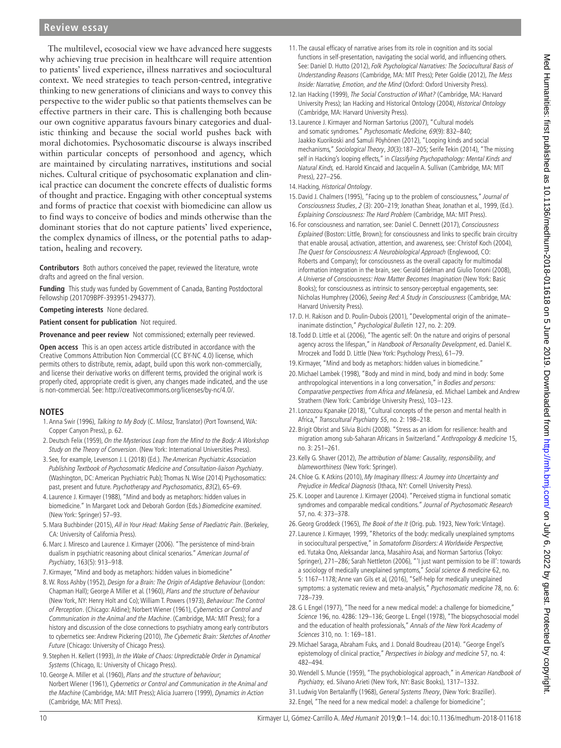The multilevel, ecosocial view we have advanced here suggests why achieving true precision in healthcare will require attention to patients' lived experience, illness narratives and sociocultural context. We need strategies to teach person-centred, integrative thinking to new generations of clinicians and ways to convey this perspective to the wider public so that patients themselves can be effective partners in their care. This is challenging both because our own cognitive apparatus favours binary categories and dualistic thinking and because the social world pushes back with moral dichotomies. Psychosomatic discourse is always inscribed within particular concepts of personhood and agency, which are maintained by circulating narratives, institutions and social niches. Cultural critique of psychosomatic explanation and clinical practice can document the concrete effects of dualistic forms of thought and practice. Engaging with other conceptual systems and forms of practice that coexist with biomedicine can allow us to find ways to conceive of bodies and minds otherwise than the dominant stories that do not capture patients' lived experience, the complex dynamics of illness, or the potential paths to adaptation, healing and recovery.

**Contributors** Both authors conceived the paper, reviewed the literature, wrote drafts and agreed on the final version.

**Funding** This study was funded by Government of Canada, Banting Postdoctoral Fellowship (201709BPF-393951-294377).

**Competing interests** None declared.

**Patient consent for publication** Not required.

**Provenance and peer review** Not commissioned; externally peer reviewed.

**Open access** This is an open access article distributed in accordance with the Creative Commons Attribution Non Commercial (CC BY-NC 4.0) license, which permits others to distribute, remix, adapt, build upon this work non-commercially, and license their derivative works on different terms, provided the original work is properly cited, appropriate credit is given, any changes made indicated, and the use is non-commercial. See: http://creativecommons.org/licenses/by-nc/4.0/.

## NOTES

1. Anna Swir (1996), *Talking to My Body* (C. Milosz, Translator) (Port Townsend, WA: Copper Canyon Press), p. 62.
2. Deutsch Felix (1959), *On the Mysterious Leap from the Mind to the Body: A Workshop Study on the Theory of Conversion*. (New York: International Universities Press).
3. See, for example, Levenson J. L (2018) (Ed.). *The American Psychiatric Association Publishing Textbook of Psychosomatic Medicine and Consultation-liaison Psychiatry*. (Washington, DC: American Psychiatric Pub); Thomas N. Wise (2014) Psychosomatics: past, present and future. *Psychotherapy and Psychosomatics*, *83*(2), 65–69.
4. Laurence J. Kirmayer (1988), "Mind and body as metaphors: hidden values in biomedicine." In Margaret Lock and Deborah Gordon (Eds.) *Biomedicine examined*. (New York: Springer) 57–93.
5. Mara Buchbinder (2015), *All in Your Head: Making Sense of Paediatric Pain*. (Berkeley, CA: University of California Press).
6. Marc J. Miresco and Laurence J. Kirmayer (2006). "The persistence of mind-brain dualism in psychiatric reasoning about clinical scenarios." *American Journal of Psychiatry*, 163(5): 913–918.
7. Kirmayer, "Mind and body as metaphors: hidden values in biomedicine"
8. W. Ross Ashby (1952), *Design for a Brain: The Origin of Adaptive Behaviour* (London: Chapman Hall); George A Miller et al. (1960), *Plans and the structure of behaviour* (New York, NY: Henry Holt and Co); William T. Powers (1973), *Behaviour: The Control of Perception*. (Chicago: Aldine); Norbert Wiener (1961), *Cybernetics or Control and Communication in the Animal and the Machine*. (Cambridge, MA: MIT Press); for a history and discussion of the close connections to psychiatry among early contributors to cybernetics see: Andrew Pickering (2010), *The Cybernetic Brain: Sketches of Another Future* (Chicago: University of Chicago Press).
9. Stephen H. Kellert (1993), *In the Wake of Chaos: Unpredictable Order in Dynamical Systems* (Chicago, IL: University of Chicago Press).
10. George A. Miller et al. (1960), *Plans and the structure of behaviour*; Norbert Wiener (1961), *Cybernetics or Control and Communication in the Animal and the Machine* (Cambridge, MA: MIT Press); Alicia Juarrero (1999), *Dynamics in Action* (Cambridge, MA: MIT Press).
11. The causal efficacy of narrative arises from its role in cognition and its social functions in self-presentation, navigating the social world, and influencing others. See: Daniel D. Hutto (2012), *Folk Psychological Narratives: The Sociocultural Basis of Understanding Reasons* (Cambridge, MA: MIT Press); Peter Goldie (2012), *The Mess Inside: Narrative, Emotion, and the Mind* (Oxford: Oxford University Press).
12. Ian Hacking (1999), *The Social Construction of What?* (Cambridge, MA: Harvard University Press); Ian Hacking and Historical Ontology (2004), *Historical Ontology* (Cambridge, MA: Harvard University Press).
13. Laurence J. Kirmayer and Norman Sartorius (2007), "Cultural models and somatic syndromes." *Psychosomatic Medicine, 69*(9): 832–840; Jaakko Kuorikoski and Samuli Pöyhönen (2012), "Looping kinds and social mechanisms," *Sociological Theory*, *30*(3):187–205; Serife Tekin (2014), "The missing self in Hacking's looping effects," in *Classifying Psychopathology: Mental Kinds and Natural Kinds*, ed. Harold Kincaid and Jacquelin A. Sullivan (Cambridge, MA: MIT Press), 227–256.
14. Hacking, *Historical Ontology*.
15. David J. Chalmers (1995), "Facing up to the problem of consciousness," *Journal of Consciousness Studies*, *2* (3): 200–219; Jonathan Shear, Jonathan et al., 1999, (Ed.). *Explaining Consciousness: The Hard Problem* (Cambridge, MA: MIT Press).
16. For consciousness and narration, see: Daniel C. Dennett (2017), *Consciousness Explained* (Boston: Little, Brown); for consciousness and links to specific brain circuitry that enable arousal, activation, attention, and awareness, see: Christof Koch (2004), *The Quest for Consciousness: A Neurobiological Approach* (Englewood, CO: Roberts and Company); for consciousness as the overall capacity for multimodal information integration in the brain, see: Gerald Edelman and Giulio Tononi (2008), *A Universe of Consciousness: How Matter Becomes Imagination* (New York: Basic Books); for consciousness as intrinsic to sensory-perceptual engagements, see: Nicholas Humphrey (2006), *Seeing Red: A Study in Consciousness* (Cambridge, MA: Harvard University Press).
17. D. H. Rakison and D. Poulin-Dubois (2001), "Developmental origin of the animate–inanimate distinction," *Psychological Bulletin* 127, no. 2: 209.
18. Todd D. Little et al. (2006), "The agentic self: On the nature and origins of personal agency across the lifespan," in *Handbook of Personality Development*, ed. Daniel K. Mroczek and Todd D. Little (New York: Psychology Press), 61–79.
19. Kirmayer, "Mind and body as metaphors: hidden values in biomedicine."
20. Michael Lambek (1998), "Body and mind in mind, body and mind in body: Some anthropological interventions in a long conversation," in *Bodies and persons: Comparative perspectives from Africa and Melanesia*, ed. Michael Lambek and Andrew Strathern (New York: Cambridge University Press), 103–123.
21. Lonzozou Kpanake (2018), "Cultural concepts of the person and mental health in Africa," *Transcultural Psychiatry 55*, no. 2: 198–218.
22. Brigit Obrist and Silvia Büchi (2008). "Stress as an idiom for resilience: health and migration among sub-Saharan Africans in Switzerland." *Anthropology & medicine* 15, no. 3: 251–261.
23. Kelly G. Shaver (2012), *The attribution of blame: Causality, responsibility, and blameworthiness* (New York: Springer).
24. Chloe G. K Atkins (2010), *My Imaginary Illness: A Journey into Uncertainty and Prejudice in Medical Diagnosis* (Ithaca, NY: Cornell University Press).
25. K. Looper and Laurence J. Kirmayer (2004). "Perceived stigma in functional somatic syndromes and comparable medical conditions." *Journal of Psychosomatic Research* 57, no. 4: 373–378.
26. Georg Groddeck (1965), *The Book of the It* (Orig. pub. 1923, New York: Vintage).
27. Laurence J. Kirmayer, 1999, "Rhetorics of the body: medically unexplained symptoms in sociocultural perspective," in *Somatoform Disorders: A Worldwide Perspective*, ed. Yutaka Ono, Aleksandar Janca, Masahiro Asai, and Norman Sartorius (Tokyo: Springer), 271–286; Sarah Nettleton (2006), "'I just want permission to be ill': towards a sociology of medically unexplained symptoms," *Social science & medicine* 62, no. 5: 1167–1178; Anne van Gils et al, (2016), "Self-help for medically unexplained symptoms: a systematic review and meta-analysis," *Psychosomatic medicine* 78, no. 6: 728–739.
28. G L Engel (1977), "The need for a new medical model: a challenge for biomedicine," *Science* 196, no. 4286: 129–136; George L. Engel (1978), "The biopsychosocial model and the education of health professionals," *Annals of the New York Academy of Sciences* 310, no. 1: 169–181.
29. Michael Saraga, Abraham Fuks, and J. Donald Boudreau (2014). "George Engel's epistemology of clinical practice," *Perspectives in biology and medicine* 57, no. 4: 482–494.
30. Wendell S. Muncie (1959), "The psychobiological approach," in *American Handbook of Psychiatry*, ed. Silvano Arieti (New York, NY: Basic Books), 1317–1332.
31. Ludwig Von Bertalanffy (1968), *General Systems Theory*, (New York: Braziller).
32. Engel, "The need for a new medical model: a challenge for biomedicine";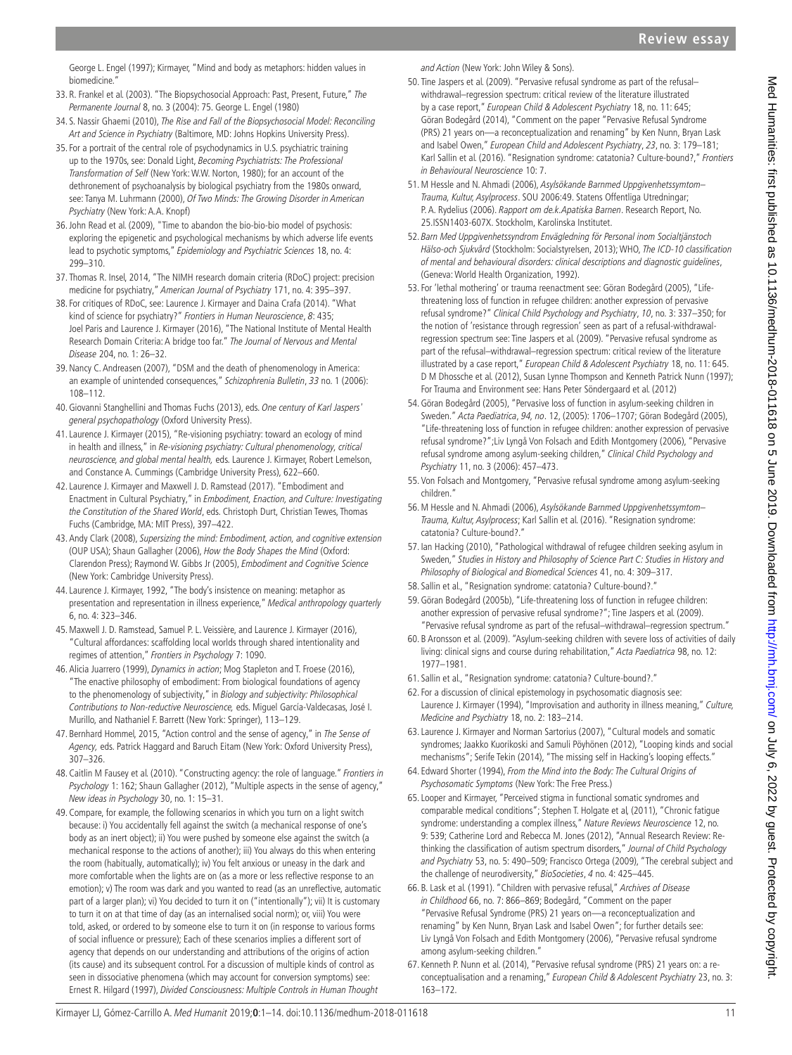George L. Engel (1997); Kirmayer, "Mind and body as metaphors: hidden values in biomedicine."

33. R. Frankel et al. (2003). "The Biopsychosocial Approach: Past, Present, Future," *The Permanente Journal* 8, no. 3 (2004): 75. George L. Engel (1980)
34. S. Nassir Ghaemi (2010), *The Rise and Fall of the Biopsychosocial Model: Reconciling Art and Science in Psychiatry* (Baltimore, MD: Johns Hopkins University Press).
35. For a portrait of the central role of psychodynamics in U.S. psychiatric training up to the 1970s, see: Donald Light, *Becoming Psychiatrists: The Professional Transformation of Self* (New York: W.W. Norton, 1980); for an account of the dethronement of psychoanalysis by biological psychiatry from the 1980s onward, see: Tanya M. Luhrmann (2000), *Of Two Minds: The Growing Disorder in American Psychiatry* (New York: A.A. Knopf)
36. John Read et al. (2009), "Time to abandon the bio-bio-bio model of psychosis: exploring the epigenetic and psychological mechanisms by which adverse life events lead to psychotic symptoms," *Epidemiology and Psychiatric Sciences* 18, no. 4: 299–310.
37. Thomas R. Insel, 2014, "The NIMH research domain criteria (RDoC) project: precision medicine for psychiatry," *American Journal of Psychiatry* 171, no. 4: 395–397.
38. For critiques of RDoC, see: Laurence J. Kirmayer and Daina Crafa (2014). "What kind of science for psychiatry?" *Frontiers in Human Neuroscience*, *8*: 435; Joel Paris and Laurence J. Kirmayer (2016), "The National Institute of Mental Health Research Domain Criteria: A bridge too far." *The Journal of Nervous and Mental Disease* 204, no. 1: 26–32.
39. Nancy C. Andreasen (2007), "DSM and the death of phenomenology in America: an example of unintended consequences," *Schizophrenia Bulletin*, *33* no. 1 (2006): 108–112.
40. Giovanni Stanghellini and Thomas Fuchs (2013), eds. *One century of Karl Jaspers' general psychopathology* (Oxford University Press).
41. Laurence J. Kirmayer (2015), "Re-visioning psychiatry: toward an ecology of mind in health and illness," in *Re-visioning psychiatry: Cultural phenomenology, critical neuroscience, and global mental health,* eds. Laurence J. Kirmayer, Robert Lemelson, and Constance A. Cummings (Cambridge University Press), 622–660.
42. Laurence J. Kirmayer and Maxwell J. D. Ramstead (2017). "Embodiment and Enactment in Cultural Psychiatry," in *Embodiment, Enaction, and Culture: Investigating the Constitution of the Shared World*, eds. Christoph Durt, Christian Tewes, Thomas Fuchs (Cambridge, MA: MIT Press), 397–422.
43. Andy Clark (2008), *Supersizing the mind: Embodiment, action, and cognitive extension* (OUP USA); Shaun Gallagher (2006), *How the Body Shapes the Mind* (Oxford: Clarendon Press); Raymond W. Gibbs Jr (2005), *Embodiment and Cognitive Science* (New York: Cambridge University Press).
44. Laurence J. Kirmayer, 1992, "The body's insistence on meaning: metaphor as presentation and representation in illness experience," *Medical anthropology quarterly* 6, no. 4: 323–346.
45. Maxwell J. D. Ramstead, Samuel P. L. Veissière, and Laurence J. Kirmayer (2016), "Cultural affordances: scaffolding local worlds through shared intentionality and regimes of attention," *Frontiers in Psychology* 7: 1090.
46. Alicia Juarrero (1999), *Dynamics in action*; Mog Stapleton and T. Froese (2016), "The enactive philosophy of embodiment: From biological foundations of agency to the phenomenology of subjectivity," in *Biology and subjectivity: Philosophical Contributions to Non-reductive Neuroscience,* eds. Miguel García-Valdecasas, José I. Murillo, and Nathaniel F. Barrett (New York: Springer), 113–129.
47. Bernhard Hommel, 2015, "Action control and the sense of agency," in *The Sense of Agency,* eds. Patrick Haggard and Baruch Eitam (New York: Oxford University Press), 307–326.
48. Caitlin M Fausey et al. (2010). "Constructing agency: the role of language." *Frontiers in Psychology* 1: 162; Shaun Gallagher (2012), "Multiple aspects in the sense of agency," *New ideas in Psychology* 30, no. 1: 15–31.
49. Compare, for example, the following scenarios in which you turn on a light switch because: i) You accidentally fell against the switch (a mechanical response of one's body as an inert object); ii) You were pushed by someone else against the switch (a mechanical response to the actions of another); iii) You always do this when entering the room (habitually, automatically); iv) You felt anxious or uneasy in the dark and more comfortable when the lights are on (as a more or less reflective response to an emotion); v) The room was dark and you wanted to read (as an unreflective, automatic part of a larger plan); vi) You decided to turn it on ("intentionally"); vii) It is customary to turn it on at that time of day (as an internalised social norm); or, viii) You were told, asked, or ordered to by someone else to turn it on (in response to various forms of social influence or pressure); Each of these scenarios implies a different sort of agency that depends on our understanding and attributions of the origins of action (its cause) and its subsequent control. For a discussion of multiple kinds of control as seen in dissociative phenomena (which may account for conversion symptoms) see: Ernest R. Hilgard (1997), *Divided Consciousness: Multiple Controls in Human Thought and Action* (New York: John Wiley & Sons).
50. Tine Jaspers et al. (2009). "Pervasive refusal syndrome as part of the refusal–withdrawal–regression spectrum: critical review of the literature illustrated by a case report," *European Child & Adolescent Psychiatry* 18, no. 11: 645; Göran Bodegård (2014), "Comment on the paper "Pervasive Refusal Syndrome (PRS) 21 years on—a reconceptualization and renaming" by Ken Nunn, Bryan Lask and Isabel Owen," *European Child and Adolescent Psychiatry*, *23*, no. 3: 179–181; Karl Sallin et al. (2016). "Resignation syndrome: catatonia? Culture-bound?," *Frontiers in Behavioural Neuroscience* 10: 7.
51. M Hessle and N. Ahmadi (2006), *Asylsökande Barnmed Uppgivenhetssymtom–Trauma, Kultur, Asylprocess*. SOU 2006:49. Statens Offentliga Utredningar; P. A. Rydelius (2006). *Rapport om de.k.Apatiska Barnen*. Research Report, No. 25.ISSN1403-607X. Stockholm, Karolinska Institutet.
52. *Barn Med Uppgivenhetssyndrom Enväg­ledning för Personal inom Socialtjänstoch Hälso-och Sjukvård* (Stockholm: Socialstyrelsen, 2013); WHO, *The ICD-10 classification of mental and behavioural disorders: clinical descriptions and diagnostic guidelines*, (Geneva: World Health Organization, 1992).
53. For 'lethal mothering' or trauma reenactment see: Göran Bodegård (2005), "Life-threatening loss of function in refugee children: another expression of pervasive refusal syndrome?" *Clinical Child Psychology and Psychiatry*, *10*, no. 3: 337–350; for the notion of 'resistance through regression' seen as part of a refusal-withdrawal-regression spectrum see: Tine Jaspers et al. (2009). "Pervasive refusal syndrome as part of the refusal–withdrawal–regression spectrum: critical review of the literature illustrated by a case report," *European Child & Adolescent Psychiatry* 18, no. 11: 645. D M Dhossche et al. (2012), Susan Lynne Thompson and Kenneth Patrick Nunn (1997); For Trauma and Environment see: Hans Peter Söndergaard et al. (2012)
54. Göran Bodegård (2005), "Pervasive loss of function in asylum-seeking children in Sweden." *Acta Paediatrica*, *94, no*. 12, (2005): 1706–1707; Göran Bodegård (2005), "Life-threatening loss of function in refugee children: another expression of pervasive refusal syndrome?";Liv Lyngå Von Folsach and Edith Montgomery (2006), "Pervasive refusal syndrome among asylum-seeking children," *Clinical Child Psychology and Psychiatry* 11, no. 3 (2006): 457–473.
55. Von Folsach and Montgomery, "Pervasive refusal syndrome among asylum-seeking children."
56. M Hessle and N. Ahmadi (2006), *Asylsökande Barnmed Uppgivenhetssymtom–Trauma, Kultur, Asylprocess*; Karl Sallin et al. (2016). "Resignation syndrome: catatonia? Culture-bound?."
57. Ian Hacking (2010), "Pathological withdrawal of refugee children seeking asylum in Sweden," *Studies in History and Philosophy of Science Part C: Studies in History and Philosophy of Biological and Biomedical Sciences* 41, no. 4: 309–317.
58. Sallin et al., "Resignation syndrome: catatonia? Culture-bound?."
59. Göran Bodegård (2005b), "Life-threatening loss of function in refugee children: another expression of pervasive refusal syndrome?"; Tine Jaspers et al. (2009). "Pervasive refusal syndrome as part of the refusal–withdrawal–regression spectrum."
60. B Aronsson et al. (2009). "Asylum-seeking children with severe loss of activities of daily living: clinical signs and course during rehabilitation," *Acta Paediatrica* 98, no. 12: 1977–1981.
61. Sallin et al., "Resignation syndrome: catatonia? Culture-bound?."
62. For a discussion of clinical epistemology in psychosomatic diagnosis see: Laurence J. Kirmayer (1994), "Improvisation and authority in illness meaning," *Culture, Medicine and Psychiatry* 18, no. 2: 183–214.
63. Laurence J. Kirmayer and Norman Sartorius (2007), "Cultural models and somatic syndromes; Jaakko Kuorikoski and Samuli Pöyhönen (2012), "Looping kinds and social mechanisms"; Serife Tekin (2014), "The missing self in Hacking's looping effects."
64. Edward Shorter (1994), *From the Mind into the Body: The Cultural Origins of Psychosomatic Symptoms* (New York: The Free Press.)
65. Looper and Kirmayer, "Perceived stigma in functional somatic syndromes and comparable medical conditions"; Stephen T. Holgate et al, (2011), "Chronic fatigue syndrome: understanding a complex illness," *Nature Reviews Neuroscience* 12, no. 9: 539; Catherine Lord and Rebecca M. Jones (2012), "Annual Research Review: Re-thinking the classification of autism spectrum disorders," *Journal of Child Psychology and Psychiatry* 53, no. 5: 490–509; Francisco Ortega (2009), "The cerebral subject and the challenge of neurodiversity," *BioSocieties*, *4* no. 4: 425–445.
66. B. Lask et al. (1991). "Children with pervasive refusal," *Archives of Disease in Childhood* 66, no. 7: 866–869; Bodegård, "Comment on the paper "Pervasive Refusal Syndrome (PRS) 21 years on—a reconceptualization and renaming" by Ken Nunn, Bryan Lask and Isabel Owen"; for further details see: Liv Lyngå Von Folsach and Edith Montgomery (2006), "Pervasive refusal syndrome among asylum-seeking children."
67. Kenneth P. Nunn et al. (2014), "Pervasive refusal syndrome (PRS) 21 years on: a re-conceptualisation and a renaming," *European Child & Adolescent Psychiatry* 23, no. 3: 163–172.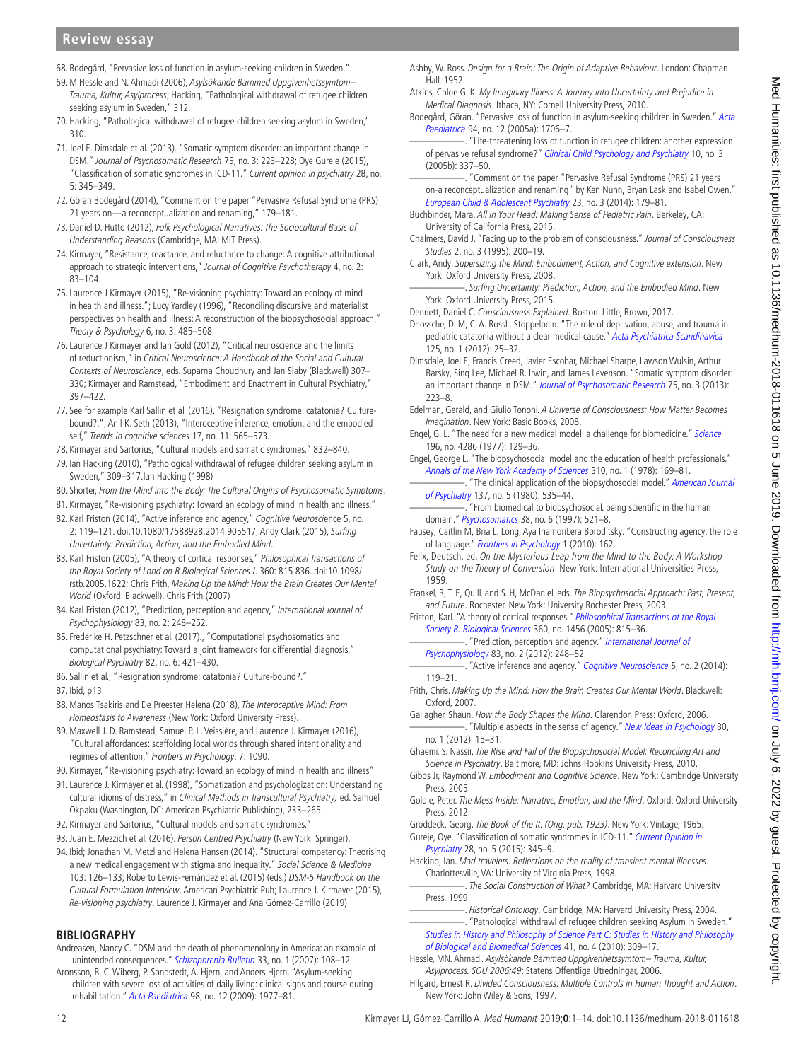68. Bodegård, "Pervasive loss of function in asylum-seeking children in Sweden."
69. M Hessle and N. Ahmadi (2006), *Asylsökande Barnmed Uppgivenhetssymtom– Trauma, Kultur, Asylprocess*; Hacking, "Pathological withdrawal of refugee children seeking asylum in Sweden," 312.
70. Hacking, "Pathological withdrawal of refugee children seeking asylum in Sweden,' 310.
71. Joel E. Dimsdale et al. (2013). "Somatic symptom disorder: an important change in DSM." *Journal of Psychosomatic Research* 75, no. 3: 223–228; Oye Gureje (2015), "Classification of somatic syndromes in ICD-11." *Current opinion in psychiatry* 28, no. 5: 345–349.
72. Göran Bodegård (2014), "Comment on the paper "Pervasive Refusal Syndrome (PRS) 21 years on—a reconceptualization and renaming," 179–181.
73. Daniel D. Hutto (2012), *Folk Psychological Narratives: The Sociocultural Basis of Understanding Reasons* (Cambridge, MA: MIT Press).
74. Kirmayer, "Resistance, reactance, and reluctance to change: A cognitive attributional approach to strategic interventions," *Journal of Cognitive Psychotherapy* 4, no. 2: 83–104.
75. Laurence J Kirmayer (2015), "Re-visioning psychiatry: Toward an ecology of mind in health and illness."; Lucy Yardley (1996), "Reconciling discursive and materialist perspectives on health and illness: A reconstruction of the biopsychosocial approach," *Theory & Psychology* 6, no. 3: 485–508.
76. Laurence J Kirmayer and Ian Gold (2012), "Critical neuroscience and the limits of reductionism," in *Critical Neuroscience: A Handbook of the Social and Cultural Contexts of Neuroscience*, eds. Suparna Choudhury and Jan Slaby (Blackwell) 307–330; Kirmayer and Ramstead, "Embodiment and Enactment in Cultural Psychiatry," 397–422.
77. See for example Karl Sallin et al. (2016). "Resignation syndrome: catatonia? Culture-bound?."; Anil K. Seth (2013), "Interoceptive inference, emotion, and the embodied self," *Trends in cognitive sciences* 17, no. 11: 565–573.
78. Kirmayer and Sartorius, "Cultural models and somatic syndromes," 832–840.
79. Ian Hacking (2010), "Pathological withdrawal of refugee children seeking asylum in Sweden," 309–317.Ian Hacking (1998)
80. Shorter, *From the Mind into the Body: The Cultural Origins of Psychosomatic Symptoms*.
81. Kirmayer, "Re-visioning psychiatry: Toward an ecology of mind in health and illness."
82. Karl Friston (2014), "Active inference and agency," *Cognitive Neuroscience* 5, no. 2: 119–121. doi:10.1080/17588928.2014.905517; Andy Clark (2015), *Surfing Uncertainty: Prediction, Action, and the Embodied Mind*.
83. Karl Friston (2005), "A theory of cortical responses," *Philosophical Transactions of the Royal Society of Lond on B Biological Sciences I*. 360: 815 836. doi:10.1098/rstb.2005.1622; Chris Frith, *Making Up the Mind: How the Brain Creates Our Mental World* (Oxford: Blackwell). Chris Frith (2007)
84. Karl Friston (2012), "Prediction, perception and agency," *International Journal of Psychophysiology* 83, no. 2: 248–252.
85. Frederike H. Petzschner et al. (2017)., "Computational psychosomatics and computational psychiatry: Toward a joint framework for differential diagnosis." *Biological Psychiatry* 82, no. 6: 421–430.
86. Sallin et al., "Resignation syndrome: catatonia? Culture-bound?."
87. Ibid, p13.
88. Manos Tsakiris and De Preester Helena (2018), *The Interoceptive Mind: From Homeostasis to Awareness* (New York: Oxford University Press).
89. Maxwell J. D. Ramstead, Samuel P. L. Veissière, and Laurence J. Kirmayer (2016), "Cultural affordances: scaffolding local worlds through shared intentionality and regimes of attention," *Frontiers in Psychology*, 7: 1090.
90. Kirmayer, "Re-visioning psychiatry: Toward an ecology of mind in health and illness"
91. Laurence J. Kirmayer et al. (1998), "Somatization and psychologization: Understanding cultural idioms of distress," in *Clinical Methods in Transcultural Psychiatry,* ed. Samuel Okpaku (Washington, DC: American Psychiatric Publishing), 233–265.
92. Kirmayer and Sartorius, "Cultural models and somatic syndromes."
93. Juan E. Mezzich et al. (2016). *Person Centred Psychiatry* (New York: Springer).
94. Ibid; Jonathan M. Metzl and Helena Hansen (2014). "Structural competency: Theorising a new medical engagement with stigma and inequality." *Social Science & Medicine* 103: 126–133; Roberto Lewis-Fernández et al. (2015) (eds.) *DSM-5 Handbook on the Cultural Formulation Interview*. American Psychiatric Pub; Laurence J. Kirmayer (2015), *Re-visioning psychiatry*. Laurence J. Kirmayer and Ana Gómez-Carrillo (2019)

## BIBLIOGRAPHY

Andreasen, Nancy C. "DSM and the death of phenomenology in America: an example of unintended consequences." *Schizophrenia Bulletin* 33, no. 1 (2007): 108–12.

Aronsson, B, C. Wiberg, P. Sandstedt, A. Hjern, and Anders Hjern. "Asylum-seeking children with severe loss of activities of daily living: clinical signs and course during rehabilitation." *Acta Paediatrica* 98, no. 12 (2009): 1977–81.

Ashby, W. Ross. *Design for a Brain: The Origin of Adaptive Behaviour*. London: Chapman Hall, 1952.

Atkins, Chloe G. K. *My Imaginary Illness: A Journey into Uncertainty and Prejudice in Medical Diagnosis*. Ithaca, NY: Cornell University Press, 2010.

Bodegård, Göran. "Pervasive loss of function in asylum-seeking children in Sweden." *Acta Paediatrica* 94, no. 12 (2005a): 1706–7.

———. "Life-threatening loss of function in refugee children: another expression of pervasive refusal syndrome?" *Clinical Child Psychology and Psychiatry* 10, no. 3 (2005b): 337–50.

———. "Comment on the paper "Pervasive Refusal Syndrome (PRS) 21 years on-a reconceptualization and renaming" by Ken Nunn, Bryan Lask and Isabel Owen." *European Child & Adolescent Psychiatry* 23, no. 3 (2014): 179–81.

Buchbinder, Mara. *All in Your Head: Making Sense of Pediatric Pain*. Berkeley, CA: University of California Press, 2015.

Chalmers, David J. "Facing up to the problem of consciousness." *Journal of Consciousness Studies* 2, no. 3 (1995): 200–19.

Clark, Andy. *Supersizing the Mind: Embodiment, Action, and Cognitive extension*. New York: Oxford University Press, 2008.

———. *Surfing Uncertainty: Prediction, Action, and the Embodied Mind*. New York: Oxford University Press, 2015.

Dennett, Daniel C. *Consciousness Explained*. Boston: Little, Brown, 2017.

Dhossche, D. M, C. A. RossL. Stoppelbein. "The role of deprivation, abuse, and trauma in pediatric catatonia without a clear medical cause." *Acta Psychiatrica Scandinavica* 125, no. 1 (2012): 25–32.

Dimsdale, Joel E, Francis Creed, Javier Escobar, Michael Sharpe, Lawson Wulsin, Arthur Barsky, Sing Lee, Michael R. Irwin, and James Levenson. "Somatic symptom disorder: an important change in DSM." *Journal of Psychosomatic Research* 75, no. 3 (2013): 223–8.

Edelman, Gerald, and Giulio Tononi. *A Universe of Consciousness: How Matter Becomes Imagination*. New York: Basic Books, 2008.

Engel, G. L. "The need for a new medical model: a challenge for biomedicine." *Science* 196, no. 4286 (1977): 129–36.

Engel, George L. "The biopsychosocial model and the education of health professionals." *Annals of the New York Academy of Sciences* 310, no. 1 (1978): 169–81.

———. "The clinical application of the biopsychosocial model." *American Journal of Psychiatry* 137, no. 5 (1980): 535–44.

———. "From biomedical to biopsychosocial. being scientific in the human domain." *Psychosomatics* 38, no. 6 (1997): 521–8.

Fausey, Caitlin M, Bria L. Long, Aya InamoriLera Boroditsky. "Constructing agency: the role of language." *Frontiers in Psychology* 1 (2010): 162.

Felix, Deutsch. ed. *On the Mysterious Leap from the Mind to the Body: A Workshop Study on the Theory of Conversion*. New York: International Universities Press, 1959.

Frankel, R, T. E, Quill, and S. H, McDaniel. eds. *The Biopsychosocial Approach: Past, Present, and Future*. Rochester, New York: University Rochester Press, 2003.

Friston, Karl. "A theory of cortical responses." *Philosophical Transactions of the Royal Society B: Biological Sciences* 360, no. 1456 (2005): 815–36.

———. "Prediction, perception and agency." *International Journal of Psychophysiology* 83, no. 2 (2012): 248–52.

———. "Active inference and agency." *Cognitive Neuroscience* 5, no. 2 (2014): 119–21.

Frith, Chris. *Making Up the Mind: How the Brain Creates Our Mental World*. Blackwell: Oxford, 2007.

Gallagher, Shaun. *How the Body Shapes the Mind*. Clarendon Press: Oxford, 2006.

———. "Multiple aspects in the sense of agency." *New Ideas in Psychology* 30, no. 1 (2012): 15–31.

Ghaemi, S. Nassir. *The Rise and Fall of the Biopsychosocial Model: Reconciling Art and Science in Psychiatry*. Baltimore, MD: Johns Hopkins University Press, 2010.

Gibbs Jr, Raymond W. *Embodiment and Cognitive Science*. New York: Cambridge University Press, 2005.

Goldie, Peter. *The Mess Inside: Narrative, Emotion, and the Mind*. Oxford: Oxford University Press, 2012.

Groddeck, Georg. *The Book of the It. (Orig. pub. 1923)*. New York: Vintage, 1965.

Gureje, Oye. "Classification of somatic syndromes in ICD-11." *Current Opinion in Psychiatry* 28, no. 5 (2015): 345–9.

Hacking, Ian. *Mad travelers: Reflections on the reality of transient mental illnesses*. Charlottesville, VA: University of Virginia Press, 1998.

———. *The Social Construction of What?* Cambridge, MA: Harvard University Press, 1999.

———. *Historical Ontology*. Cambridge, MA: Harvard University Press, 2004.

———. "Pathological withdrawl of refugee children seeking Asylum in Sweden." *Studies in History and Philosophy of Science Part C: Studies in History and Philosophy of Biological and Biomedical Sciences* 41, no. 4 (2010): 309–17.

Hessle, MN. Ahmadi. *Asylsökande Barnmed Uppgivenhetssymtom– Trauma, Kultur, Asylprocess. SOU 2006:49*: Statens Offentliga Utredningar, 2006.

Hilgard, Ernest R. *Divided Consciousness: Multiple Controls in Human Thought and Action*. New York: John Wiley & Sons, 1997.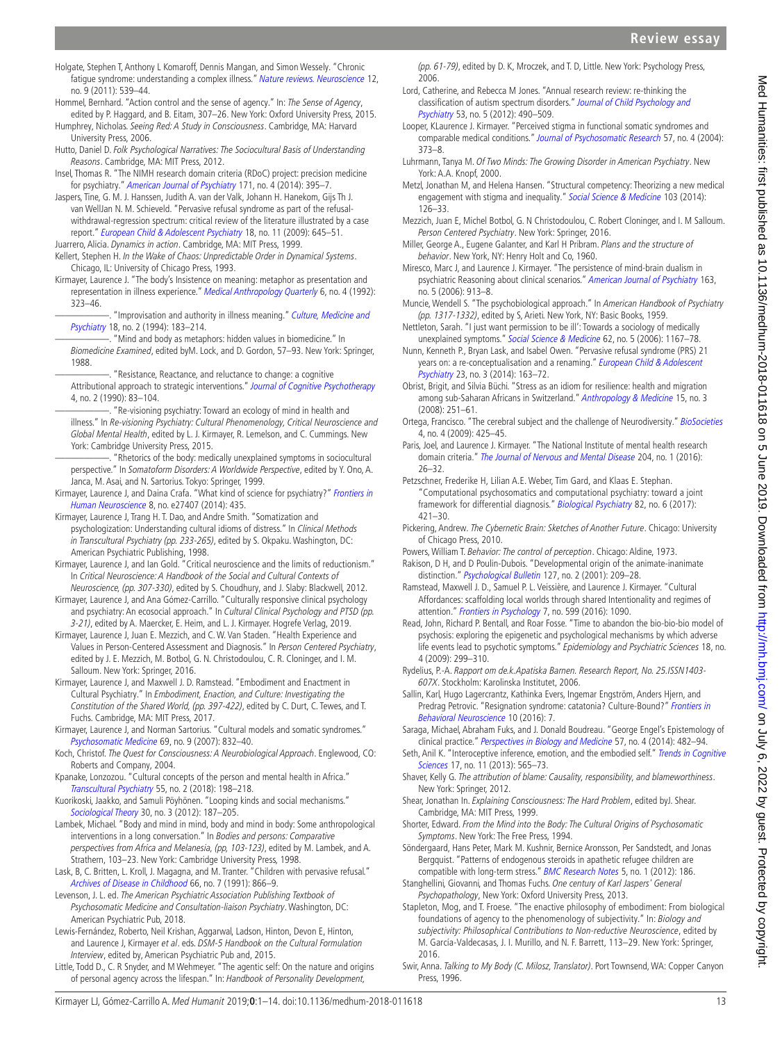Holgate, Stephen T, Anthony L Komaroff, Dennis Mangan, and Simon Wessely. "Chronic fatigue syndrome: understanding a complex illness." *Nature reviews. Neuroscience* 12, no. 9 (2011): 539–44.

Hommel, Bernhard. "Action control and the sense of agency." In: *The Sense of Agency*, edited by P. Haggard, and B. Eitam, 307–26. New York: Oxford University Press, 2015.

Humphrey, Nicholas. *Seeing Red: A Study in Consciousness*. Cambridge, MA: Harvard University Press, 2006.

Hutto, Daniel D. *Folk Psychological Narratives: The Sociocultural Basis of Understanding Reasons*. Cambridge, MA: MIT Press, 2012.

Insel, Thomas R. "The NIMH research domain criteria (RDoC) project: precision medicine for psychiatry." *American Journal of Psychiatry* 171, no. 4 (2014): 395–7.

Jaspers, Tine, G. M. J. Hanssen, Judith A. van der Valk, Johann H. Hanekom, Gijs Th J. van WellJan N. M. Schieveld. "Pervasive refusal syndrome as part of the refusal-withdrawal-regression spectrum: critical review of the literature illustrated by a case report." *European Child & Adolescent Psychiatry* 18, no. 11 (2009): 645–51.

Juarrero, Alicia. *Dynamics in action*. Cambridge, MA: MIT Press, 1999.

Kellert, Stephen H. *In the Wake of Chaos: Unpredictable Order in Dynamical Systems*. Chicago, IL: University of Chicago Press, 1993.

Kirmayer, Laurence J. "The body's Insistence on meaning: metaphor as presentation and representation in illness experience." *Medical Anthropology Quarterly* 6, no. 4 (1992): 323–46.

———. "Improvisation and authority in illness meaning." *Culture, Medicine and Psychiatry* 18, no. 2 (1994): 183–214.

———. "Mind and body as metaphors: hidden values in biomedicine." In *Biomedicine Examined*, edited byM. Lock, and D. Gordon, 57–93. New York: Springer, 1988.

———. "Resistance, Reactance, and reluctance to change: a cognitive Attributional approach to strategic interventions." *Journal of Cognitive Psychotherapy* 4, no. 2 (1990): 83–104.

———. "Re-visioning psychiatry: Toward an ecology of mind in health and illness." In *Re-visioning Psychiatry: Cultural Phenomenology, Critical Neuroscience and Global Mental Health*, edited by L. J. Kirmayer, R. Lemelson, and C. Cummings. New York: Cambridge University Press, 2015.

———. "Rhetorics of the body: medically unexplained symptoms in sociocultural perspective." In *Somatoform Disorders: A Worldwide Perspective*, edited by Y. Ono, A. Janca, M. Asai, and N. Sartorius. Tokyo: Springer, 1999.

Kirmayer, Laurence J, and Daina Crafa. "What kind of science for psychiatry?" *Frontiers in Human Neuroscience* 8, no. e27407 (2014): 435.

Kirmayer, Laurence J, Trang H. T. Dao, and Andre Smith. "Somatization and psychologization: Understanding cultural idioms of distress." In *Clinical Methods in Transcultural Psychiatry (pp. 233-265)*, edited by S. Okpaku. Washington, DC: American Psychiatric Publishing, 1998.

Kirmayer, Laurence J, and Ian Gold. "Critical neuroscience and the limits of reductionism." In *Critical Neuroscience: A Handbook of the Social and Cultural Contexts of Neuroscience, (pp. 307-330)*, edited by S. Choudhury, and J. Slaby: Blackwell, 2012.

Kirmayer, Laurence J, and Ana Gómez-Carrillo. "Culturally responsive clinical psychology and psychiatry: An ecosocial approach." In *Cultural Clinical Psychology and PTSD (pp. 3-21)*, edited by A. Maercker, E. Heim, and L. J. Kirmayer. Hogrefe Verlag, 2019.

Kirmayer, Laurence J, Juan E. Mezzich, and C. W. Van Staden. "Health Experience and Values in Person-Centered Assessment and Diagnosis." In *Person Centered Psychiatry*, edited by J. E. Mezzich, M. Botbol, G. N. Christodoulou, C. R. Cloninger, and I. M. Salloum. New York: Springer, 2016.

Kirmayer, Laurence J, and Maxwell J. D. Ramstead. "Embodiment and Enactment in Cultural Psychiatry." In *Embodiment, Enaction, and Culture: Investigating the Constitution of the Shared World, (pp. 397-422)*, edited by C. Durt, C. Tewes, and T. Fuchs. Cambridge, MA: MIT Press, 2017.

Kirmayer, Laurence J, and Norman Sartorius. "Cultural models and somatic syndromes." *Psychosomatic Medicine* 69, no. 9 (2007): 832–40.

Koch, Christof. *The Quest for Consciousness: A Neurobiological Approach*. Englewood, CO: Roberts and Company, 2004.

Kpanake, Lonzozou. "Cultural concepts of the person and mental health in Africa." *Transcultural Psychiatry* 55, no. 2 (2018): 198–218.

Kuorikoski, Jaakko, and Samuli Pöyhönen. "Looping kinds and social mechanisms." *Sociological Theory* 30, no. 3 (2012): 187–205.

Lambek, Michael. "Body and mind in mind, body and mind in body: Some anthropological interventions in a long conversation." In *Bodies and persons: Comparative perspectives from Africa and Melanesia, (pp, 103-123)*, edited by M. Lambek, and A. Strathern, 103–23. New York: Cambridge University Press, 1998.

Lask, B, C. Britten, L. Kroll, J. Magagna, and M. Tranter. "Children with pervasive refusal." *Archives of Disease in Childhood* 66, no. 7 (1991): 866–9.

Levenson, J. L. ed. *The American Psychiatric Association Publishing Textbook of Psychosomatic Medicine and Consultation-liaison Psychiatry*. Washington, DC: American Psychiatric Pub, 2018.

Lewis-Fernández, Roberto, Neil Krishan, Aggarwal, Ladson, Hinton, Devon E, Hinton, and Laurence J, Kirmayer *et al*. eds. *DSM-5 Handbook on the Cultural Formulation Interview*, edited by, American Psychiatric Pub and, 2015.

Little, Todd D., C. R Snyder, and M Wehmeyer. "The agentic self: On the nature and origins of personal agency across the lifespan." In: *Handbook of Personality Development, (pp. 61-79)*, edited by D. K, Mroczek, and T. D, Little. New York: Psychology Press, 2006.

Lord, Catherine, and Rebecca M Jones. "Annual research review: re-thinking the classification of autism spectrum disorders." *Journal of Child Psychology and Psychiatry* 53, no. 5 (2012): 490–509.

Looper, KLaurence J. Kirmayer. "Perceived stigma in functional somatic syndromes and comparable medical conditions." *Journal of Psychosomatic Research* 57, no. 4 (2004): 373–8.

Luhrmann, Tanya M. *Of Two Minds: The Growing Disorder in American Psychiatry*. New York: A.A. Knopf, 2000.

Metzl, Jonathan M, and Helena Hansen. "Structural competency: Theorizing a new medical engagement with stigma and inequality." *Social Science & Medicine* 103 (2014): 126–33.

Mezzich, Juan E, Michel Botbol, G. N Christodoulou, C. Robert Cloninger, and I. M Salloum. *Person Centered Psychiatry*. New York: Springer, 2016.

Miller, George A., Eugene Galanter, and Karl H Pribram. *Plans and the structure of behavior*. New York, NY: Henry Holt and Co, 1960.

Miresco, Marc J, and Laurence J. Kirmayer. "The persistence of mind-brain dualism in psychiatric Reasoning about clinical scenarios." *American Journal of Psychiatry* 163, no. 5 (2006): 913–8.

Muncie, Wendell S. "The psychobiological approach." In *American Handbook of Psychiatry (pp. 1317-1332)*, edited by S, Arieti. New York, NY: Basic Books, 1959.

Nettleton, Sarah. "I just want permission to be ill': Towards a sociology of medically unexplained symptoms." *Social Science & Medicine* 62, no. 5 (2006): 1167–78.

Nunn, Kenneth P., Bryan Lask, and Isabel Owen. "Pervasive refusal syndrome (PRS) 21 years on: a re-conceptualisation and a renaming." *European Child & Adolescent Psychiatry* 23, no. 3 (2014): 163–72.

Obrist, Brigit, and Silvia Büchi. "Stress as an idiom for resilience: health and migration among sub-Saharan Africans in Switzerland." *Anthropology & Medicine* 15, no. 3 (2008): 251–61.

Ortega, Francisco. "The cerebral subject and the challenge of Neurodiversity." *BioSocieties* 4, no. 4 (2009): 425–45.

Paris, Joel, and Laurence J. Kirmayer. "The National Institute of mental health research domain criteria." *The Journal of Nervous and Mental Disease* 204, no. 1 (2016): 26–32.

Petzschner, Frederike H, Lilian A.E. Weber, Tim Gard, and Klaas E. Stephan. "Computational psychosomatics and computational psychiatry: toward a joint framework for differential diagnosis." *Biological Psychiatry* 82, no. 6 (2017): 421–30.

Pickering, Andrew. *The Cybernetic Brain: Sketches of Another Future*. Chicago: University of Chicago Press, 2010.

Powers, William T. *Behavior: The control of perception*. Chicago: Aldine, 1973.

Rakison, D H, and D Poulin-Dubois. "Developmental origin of the animate-inanimate distinction." *Psychological Bulletin* 127, no. 2 (2001): 209–28.

Ramstead, Maxwell J. D., Samuel P. L. Veissière, and Laurence J. Kirmayer. "Cultural Affordances: scaffolding local worlds through shared Intentionality and regimes of attention." *Frontiers in Psychology* 7, no. 599 (2016): 1090.

Read, John, Richard P. Bentall, and Roar Fosse. "Time to abandon the bio-bio-bio model of psychosis: exploring the epigenetic and psychological mechanisms by which adverse life events lead to psychotic symptoms." *Epidemiology and Psychiatric Sciences* 18, no. 4 (2009): 299–310.

Rydelius, P.-A. *Rapport om de.k.Apatiska Barnen. Research Report, No. 25.ISSN1403-607X*. Stockholm: Karolinska Institutet, 2006.

Sallin, Karl, Hugo Lagercrantz, Kathinka Evers, Ingemar Engström, Anders Hjern, and Predrag Petrovic. "Resignation syndrome: catatonia? Culture-Bound?" *Frontiers in Behavioral Neuroscience* 10 (2016): 7.

Saraga, Michael, Abraham Fuks, and J. Donald Boudreau. "George Engel's Epistemology of clinical practice." *Perspectives in Biology and Medicine* 57, no. 4 (2014): 482–94.

Seth, Anil K. "Interoceptive inference, emotion, and the embodied self." *Trends in Cognitive Sciences* 17, no. 11 (2013): 565–73.

Shaver, Kelly G. *The attribution of blame: Causality, responsibility, and blameworthiness*. New York: Springer, 2012.

Shear, Jonathan In. *Explaining Consciousness: The Hard Problem*, edited byJ. Shear. Cambridge, MA: MIT Press, 1999.

Shorter, Edward. *From the Mind into the Body: The Cultural Origins of Psychosomatic Symptoms*. New York: The Free Press, 1994.

Söndergaard, Hans Peter, Mark M. Kushnir, Bernice Aronsson, Per Sandstedt, and Jonas Bergquist. "Patterns of endogenous steroids in apathetic refugee children are compatible with long-term stress." *BMC Research Notes* 5, no. 1 (2012): 186.

Stanghellini, Giovanni, and Thomas Fuchs. *One century of Karl Jaspers' General Psychopathology*, New York: Oxford University Press, 2013.

Stapleton, Mog, and T. Froese. "The enactive philosophy of embodiment: From biological foundations of agency to the phenomenology of subjectivity." In: *Biology and subjectivity: Philosophical Contributions to Non-reductive Neuroscience*, edited by M. García-Valdecasas, J. I. Murillo, and N. F. Barrett, 113–29. New York: Springer, 2016.

Swir, Anna. *Talking to My Body (C. Milosz, Translator)*. Port Townsend, WA: Copper Canyon Press, 1996.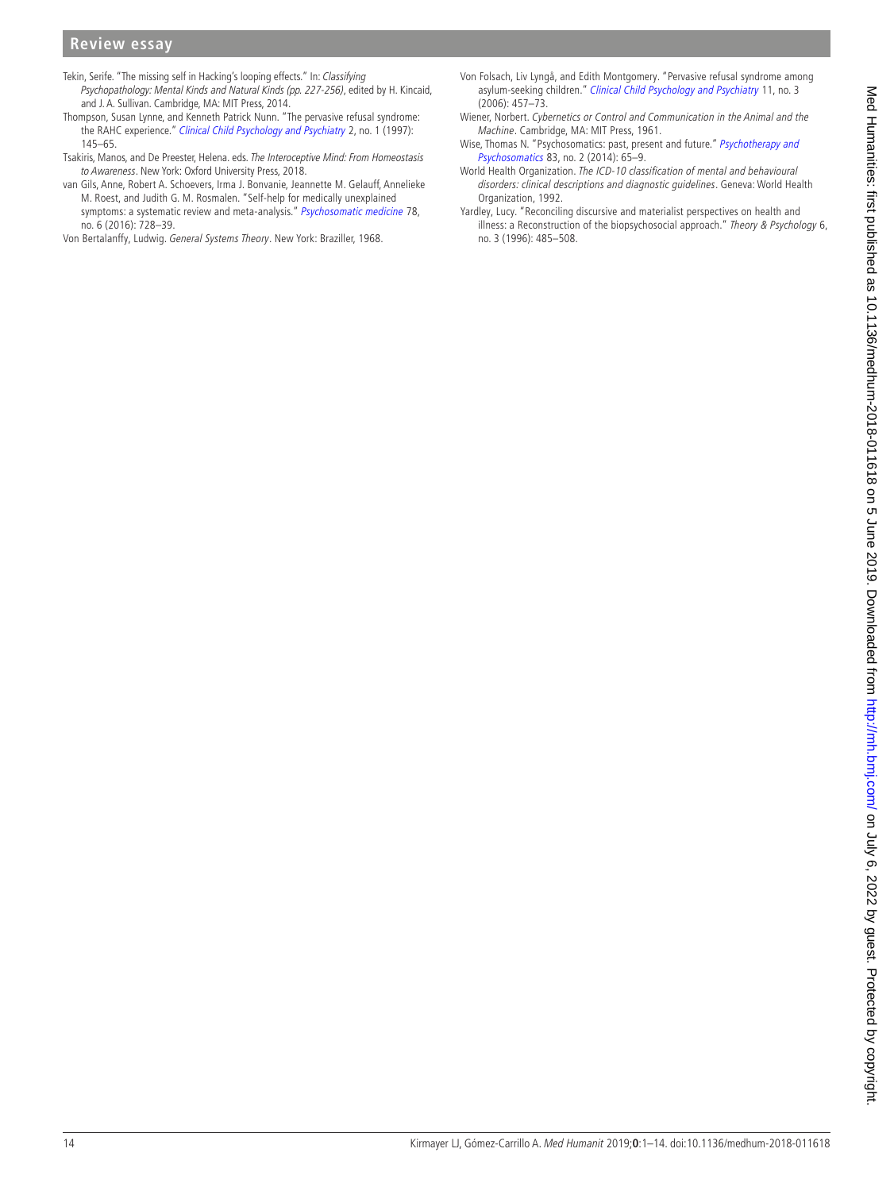Tekin, Serife. "The missing self in Hacking's looping effects." In: *Classifying Psychopathology: Mental Kinds and Natural Kinds (pp. 227-256)*, edited by H. Kincaid, and J. A. Sullivan. Cambridge, MA: MIT Press, 2014.

Thompson, Susan Lynne, and Kenneth Patrick Nunn. "The pervasive refusal syndrome: the RAHC experience." *Clinical Child Psychology and Psychiatry* 2, no. 1 (1997): 145–65.

Tsakiris, Manos, and De Preester, Helena. eds. *The Interoceptive Mind: From Homeostasis to Awareness*. New York: Oxford University Press, 2018.

van Gils, Anne, Robert A. Schoevers, Irma J. Bonvanie, Jeannette M. Gelauff, Annelieke M. Roest, and Judith G. M. Rosmalen. "Self-help for medically unexplained symptoms: a systematic review and meta-analysis." *Psychosomatic medicine* 78, no. 6 (2016): 728–39.

Von Bertalanffy, Ludwig. *General Systems Theory*. New York: Braziller, 1968.

Von Folsach, Liv Lyngå, and Edith Montgomery. "Pervasive refusal syndrome among asylum-seeking children." *Clinical Child Psychology and Psychiatry* 11, no. 3 (2006): 457–73.

Wiener, Norbert. *Cybernetics or Control and Communication in the Animal and the Machine*. Cambridge, MA: MIT Press, 1961.

Wise, Thomas N. "Psychosomatics: past, present and future." *Psychotherapy and Psychosomatics* 83, no. 2 (2014): 65–9.

World Health Organization. *The ICD-10 classification of mental and behavioural disorders: clinical descriptions and diagnostic guidelines*. Geneva: World Health Organization, 1992.

Yardley, Lucy. "Reconciling discursive and materialist perspectives on health and illness: a Reconstruction of the biopsychosocial approach." *Theory & Psychology* 6, no. 3 (1996): 485–508.